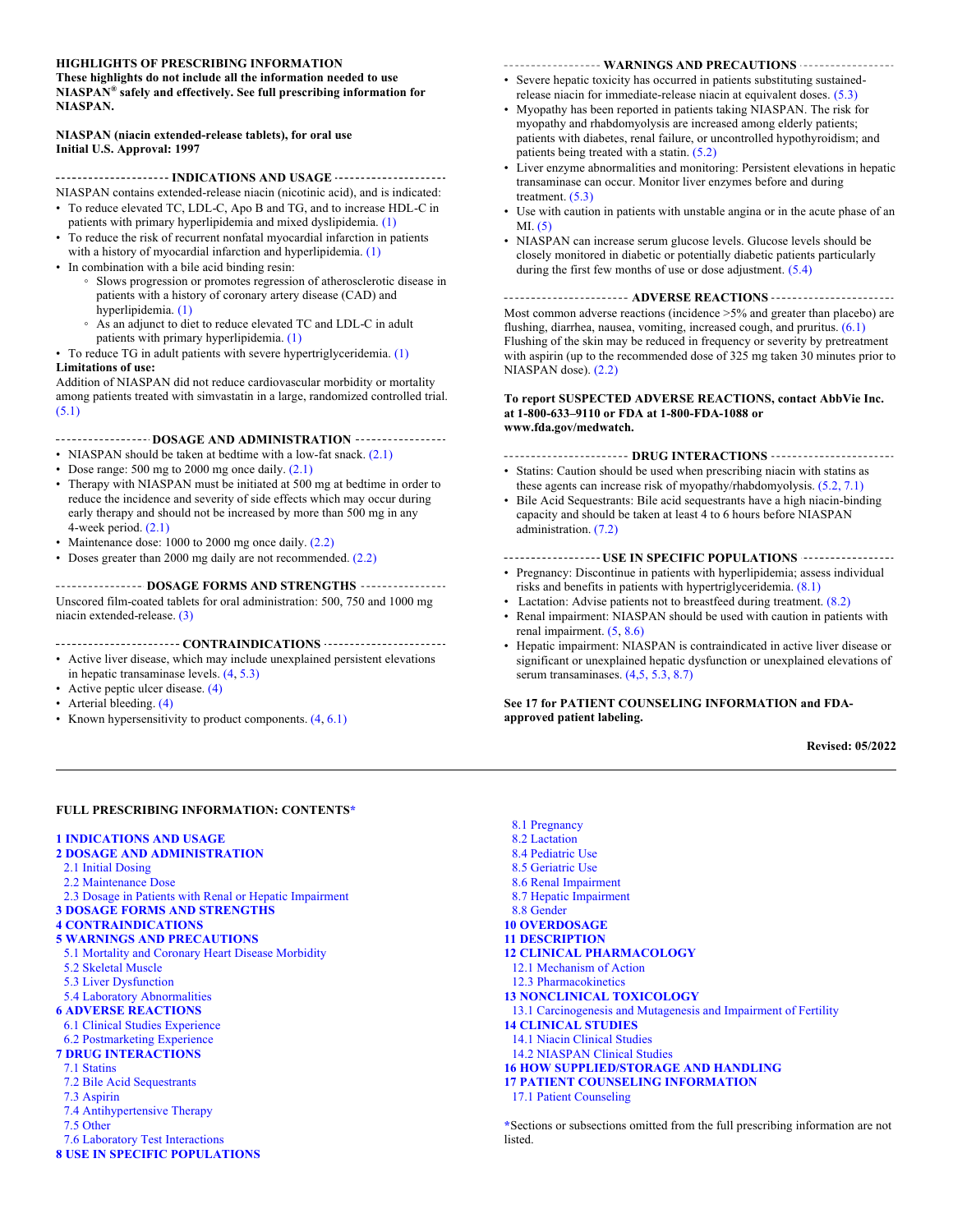**HIGHLIGHTS OF PRESCRIBING INFORMATION**
**These highlights do not include all the information needed to use NIASPAN® safely and effectively. See full prescribing information for NIASPAN.**

**NIASPAN (niacin extended-release tablets), for oral use**
**Initial U.S. Approval: 1997**

## INDICATIONS AND USAGE

NIASPAN contains extended-release niacin (nicotinic acid), and is indicated:

- To reduce elevated TC, LDL-C, Apo B and TG, and to increase HDL-C in patients with primary hyperlipidemia and mixed dyslipidemia. (1)
- To reduce the risk of recurrent nonfatal myocardial infarction in patients with a history of myocardial infarction and hyperlipidemia. (1)
- In combination with a bile acid binding resin:
  - Slows progression or promotes regression of atherosclerotic disease in patients with a history of coronary artery disease (CAD) and hyperlipidemia. (1)
  - As an adjunct to diet to reduce elevated TC and LDL-C in adult patients with primary hyperlipidemia. (1)
- To reduce TG in adult patients with severe hypertriglyceridemia. (1)

**Limitations of use:**
Addition of NIASPAN did not reduce cardiovascular morbidity or mortality among patients treated with simvastatin in a large, randomized controlled trial. (5.1)

## DOSAGE AND ADMINISTRATION

- NIASPAN should be taken at bedtime with a low-fat snack. (2.1)
- Dose range: 500 mg to 2000 mg once daily. (2.1)
- Therapy with NIASPAN must be initiated at 500 mg at bedtime in order to reduce the incidence and severity of side effects which may occur during early therapy and should not be increased by more than 500 mg in any 4-week period. (2.1)
- Maintenance dose: 1000 to 2000 mg once daily. (2.2)
- Doses greater than 2000 mg daily are not recommended. (2.2)

## DOSAGE FORMS AND STRENGTHS

Unscored film-coated tablets for oral administration: 500, 750 and 1000 mg niacin extended-release. (3)

## CONTRAINDICATIONS

- Active liver disease, which may include unexplained persistent elevations in hepatic transaminase levels. (4, 5.3)
- Active peptic ulcer disease. (4)
- Arterial bleeding. (4)
- Known hypersensitivity to product components. (4, 6.1)

## WARNINGS AND PRECAUTIONS

- Severe hepatic toxicity has occurred in patients substituting sustained-release niacin for immediate-release niacin at equivalent doses. (5.3)
- Myopathy has been reported in patients taking NIASPAN. The risk for myopathy and rhabdomyolysis are increased among elderly patients; patients with diabetes, renal failure, or uncontrolled hypothyroidism; and patients being treated with a statin. (5.2)
- Liver enzyme abnormalities and monitoring: Persistent elevations in hepatic transaminase can occur. Monitor liver enzymes before and during treatment. (5.3)
- Use with caution in patients with unstable angina or in the acute phase of an MI. (5)
- NIASPAN can increase serum glucose levels. Glucose levels should be closely monitored in diabetic or potentially diabetic patients particularly during the first few months of use or dose adjustment. (5.4)

## ADVERSE REACTIONS

Most common adverse reactions (incidence >5% and greater than placebo) are flushing, diarrhea, nausea, vomiting, increased cough, and pruritus. (6.1)
Flushing of the skin may be reduced in frequency or severity by pretreatment with aspirin (up to the recommended dose of 325 mg taken 30 minutes prior to NIASPAN dose). (2.2)

**To report SUSPECTED ADVERSE REACTIONS, contact AbbVie Inc. at 1-800-633–9110 or FDA at 1-800-FDA-1088 or www.fda.gov/medwatch.**

## DRUG INTERACTIONS

- Statins: Caution should be used when prescribing niacin with statins as these agents can increase risk of myopathy/rhabdomyolysis. (5.2, 7.1)
- Bile Acid Sequestrants: Bile acid sequestrants have a high niacin-binding capacity and should be taken at least 4 to 6 hours before NIASPAN administration. (7.2)

## USE IN SPECIFIC POPULATIONS

- Pregnancy: Discontinue in patients with hyperlipidemia; assess individual risks and benefits in patients with hypertriglyceridemia. (8.1)
- Lactation: Advise patients not to breastfeed during treatment. (8.2)
- Renal impairment: NIASPAN should be used with caution in patients with renal impairment. (5, 8.6)
- Hepatic impairment: NIASPAN is contraindicated in active liver disease or significant or unexplained hepatic dysfunction or unexplained elevations of serum transaminases. (4,5, 5.3, 8.7)

**See 17 for PATIENT COUNSELING INFORMATION and FDA-approved patient labeling.**

**Revised: 05/2022**

---

**FULL PRESCRIBING INFORMATION: CONTENTS***

**1 INDICATIONS AND USAGE**
**2 DOSAGE AND ADMINISTRATION**
- 2.1 Initial Dosing
- 2.2 Maintenance Dose
- 2.3 Dosage in Patients with Renal or Hepatic Impairment

**3 DOSAGE FORMS AND STRENGTHS**
**4 CONTRAINDICATIONS**
**5 WARNINGS AND PRECAUTIONS**
- 5.1 Mortality and Coronary Heart Disease Morbidity
- 5.2 Skeletal Muscle
- 5.3 Liver Dysfunction
- 5.4 Laboratory Abnormalities

**6 ADVERSE REACTIONS**
- 6.1 Clinical Studies Experience
- 6.2 Postmarketing Experience

**7 DRUG INTERACTIONS**
- 7.1 Statins
- 7.2 Bile Acid Sequestrants
- 7.3 Aspirin
- 7.4 Antihypertensive Therapy
- 7.5 Other
- 7.6 Laboratory Test Interactions

**8 USE IN SPECIFIC POPULATIONS**
- 8.1 Pregnancy
- 8.2 Lactation
- 8.4 Pediatric Use
- 8.5 Geriatric Use
- 8.6 Renal Impairment
- 8.7 Hepatic Impairment
- 8.8 Gender

**10 OVERDOSAGE**
**11 DESCRIPTION**
**12 CLINICAL PHARMACOLOGY**
- 12.1 Mechanism of Action
- 12.3 Pharmacokinetics

**13 NONCLINICAL TOXICOLOGY**
- 13.1 Carcinogenesis and Mutagenesis and Impairment of Fertility

**14 CLINICAL STUDIES**
- 14.1 Niacin Clinical Studies
- 14.2 NIASPAN Clinical Studies

**16 HOW SUPPLIED/STORAGE AND HANDLING**
**17 PATIENT COUNSELING INFORMATION**
- 17.1 Patient Counseling

*Sections or subsections omitted from the full prescribing information are not listed.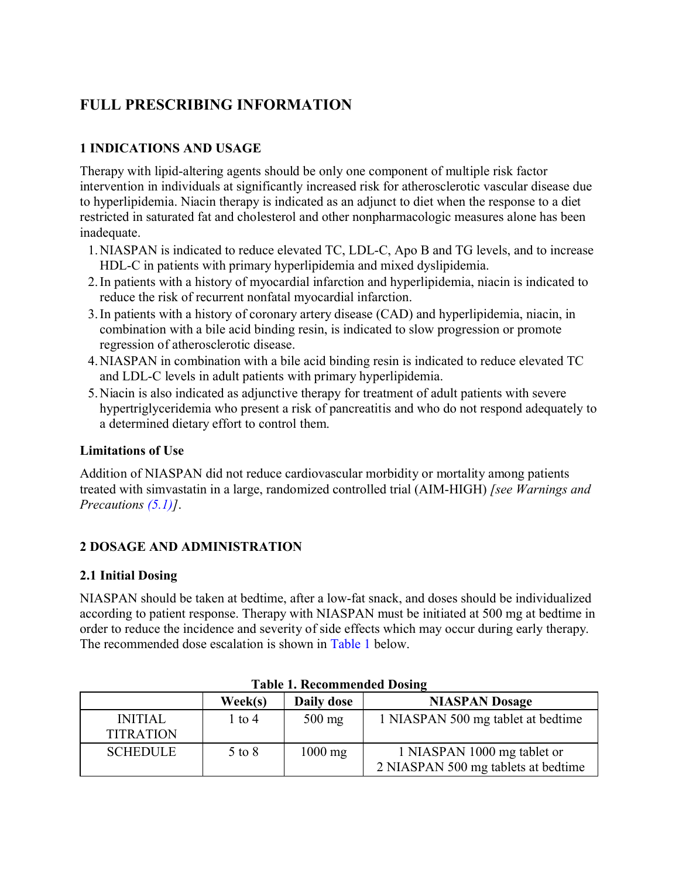# FULL PRESCRIBING INFORMATION

## 1 INDICATIONS AND USAGE

Therapy with lipid-altering agents should be only one component of multiple risk factor intervention in individuals at significantly increased risk for atherosclerotic vascular disease due to hyperlipidemia. Niacin therapy is indicated as an adjunct to diet when the response to a diet restricted in saturated fat and cholesterol and other nonpharmacologic measures alone has been inadequate.

1. NIASPAN is indicated to reduce elevated TC, LDL-C, Apo B and TG levels, and to increase HDL-C in patients with primary hyperlipidemia and mixed dyslipidemia.
2. In patients with a history of myocardial infarction and hyperlipidemia, niacin is indicated to reduce the risk of recurrent nonfatal myocardial infarction.
3. In patients with a history of coronary artery disease (CAD) and hyperlipidemia, niacin, in combination with a bile acid binding resin, is indicated to slow progression or promote regression of atherosclerotic disease.
4. NIASPAN in combination with a bile acid binding resin is indicated to reduce elevated TC and LDL-C levels in adult patients with primary hyperlipidemia.
5. Niacin is also indicated as adjunctive therapy for treatment of adult patients with severe hypertriglyceridemia who present a risk of pancreatitis and who do not respond adequately to a determined dietary effort to control them.

### Limitations of Use

Addition of NIASPAN did not reduce cardiovascular morbidity or mortality among patients treated with simvastatin in a large, randomized controlled trial (AIM-HIGH) *[see Warnings and Precautions (5.1)]*.

## 2 DOSAGE AND ADMINISTRATION

### 2.1 Initial Dosing

NIASPAN should be taken at bedtime, after a low-fat snack, and doses should be individualized according to patient response. Therapy with NIASPAN must be initiated at 500 mg at bedtime in order to reduce the incidence and severity of side effects which may occur during early therapy. The recommended dose escalation is shown in Table 1 below.

**Table 1. Recommended Dosing**

| | Week(s) | Daily dose | NIASPAN Dosage |
|---|---|---|---|
| INITIAL TITRATION | 1 to 4 | 500 mg | 1 NIASPAN 500 mg tablet at bedtime |
| SCHEDULE | 5 to 8 | 1000 mg | 1 NIASPAN 1000 mg tablet or 2 NIASPAN 500 mg tablets at bedtime |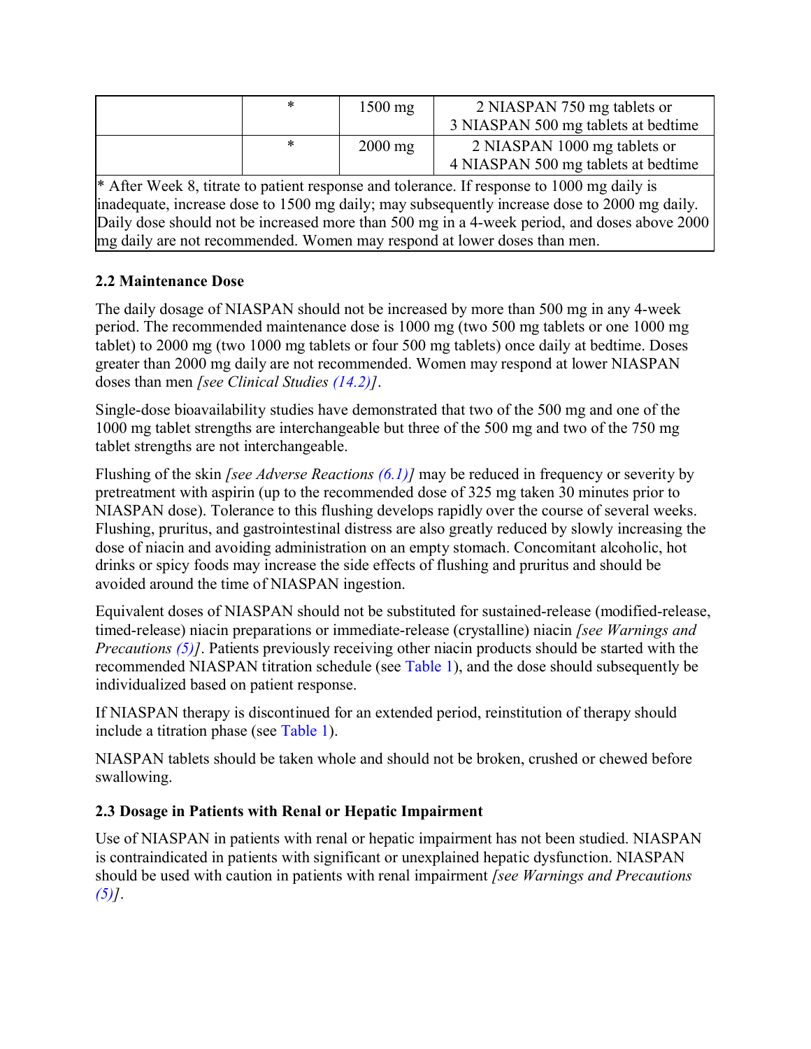| | * | 1500 mg | 2 NIASPAN 750 mg tablets or 3 NIASPAN 500 mg tablets at bedtime |
|---|---|---|---|
| | * | 2000 mg | 2 NIASPAN 1000 mg tablets or 4 NIASPAN 500 mg tablets at bedtime |

* After Week 8, titrate to patient response and tolerance. If response to 1000 mg daily is inadequate, increase dose to 1500 mg daily; may subsequently increase dose to 2000 mg daily. Daily dose should not be increased more than 500 mg in a 4-week period, and doses above 2000 mg daily are not recommended. Women may respond at lower doses than men.

### 2.2 Maintenance Dose

The daily dosage of NIASPAN should not be increased by more than 500 mg in any 4-week period. The recommended maintenance dose is 1000 mg (two 500 mg tablets or one 1000 mg tablet) to 2000 mg (two 1000 mg tablets or four 500 mg tablets) once daily at bedtime. Doses greater than 2000 mg daily are not recommended. Women may respond at lower NIASPAN doses than men *[see Clinical Studies (14.2)]*.

Single-dose bioavailability studies have demonstrated that two of the 500 mg and one of the 1000 mg tablet strengths are interchangeable but three of the 500 mg and two of the 750 mg tablet strengths are not interchangeable.

Flushing of the skin *[see Adverse Reactions (6.1)]* may be reduced in frequency or severity by pretreatment with aspirin (up to the recommended dose of 325 mg taken 30 minutes prior to NIASPAN dose). Tolerance to this flushing develops rapidly over the course of several weeks. Flushing, pruritus, and gastrointestinal distress are also greatly reduced by slowly increasing the dose of niacin and avoiding administration on an empty stomach. Concomitant alcoholic, hot drinks or spicy foods may increase the side effects of flushing and pruritus and should be avoided around the time of NIASPAN ingestion.

Equivalent doses of NIASPAN should not be substituted for sustained-release (modified-release, timed-release) niacin preparations or immediate-release (crystalline) niacin *[see Warnings and Precautions (5)]*. Patients previously receiving other niacin products should be started with the recommended NIASPAN titration schedule (see Table 1), and the dose should subsequently be individualized based on patient response.

If NIASPAN therapy is discontinued for an extended period, reinstitution of therapy should include a titration phase (see Table 1).

NIASPAN tablets should be taken whole and should not be broken, crushed or chewed before swallowing.

### 2.3 Dosage in Patients with Renal or Hepatic Impairment

Use of NIASPAN in patients with renal or hepatic impairment has not been studied. NIASPAN is contraindicated in patients with significant or unexplained hepatic dysfunction. NIASPAN should be used with caution in patients with renal impairment *[see Warnings and Precautions (5)]*.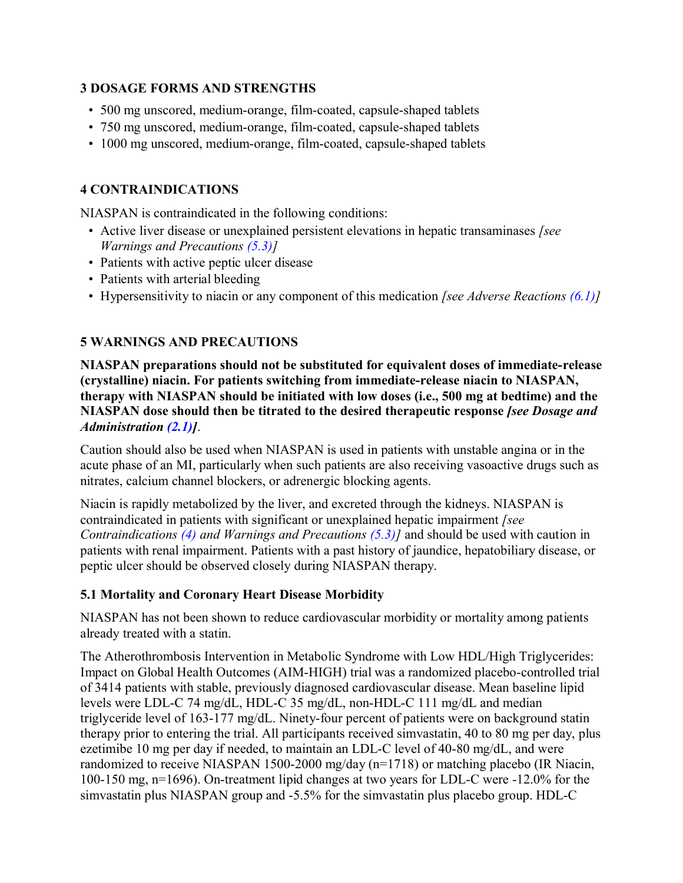## 3 DOSAGE FORMS AND STRENGTHS

- 500 mg unscored, medium-orange, film-coated, capsule-shaped tablets
- 750 mg unscored, medium-orange, film-coated, capsule-shaped tablets
- 1000 mg unscored, medium-orange, film-coated, capsule-shaped tablets

## 4 CONTRAINDICATIONS

NIASPAN is contraindicated in the following conditions:

- Active liver disease or unexplained persistent elevations in hepatic transaminases *[see Warnings and Precautions (5.3)]*
- Patients with active peptic ulcer disease
- Patients with arterial bleeding
- Hypersensitivity to niacin or any component of this medication *[see Adverse Reactions (6.1)]*

## 5 WARNINGS AND PRECAUTIONS

**NIASPAN preparations should not be substituted for equivalent doses of immediate-release (crystalline) niacin. For patients switching from immediate-release niacin to NIASPAN, therapy with NIASPAN should be initiated with low doses (i.e., 500 mg at bedtime) and the NIASPAN dose should then be titrated to the desired therapeutic response *[see Dosage and Administration (2.1)]*.**

Caution should also be used when NIASPAN is used in patients with unstable angina or in the acute phase of an MI, particularly when such patients are also receiving vasoactive drugs such as nitrates, calcium channel blockers, or adrenergic blocking agents.

Niacin is rapidly metabolized by the liver, and excreted through the kidneys. NIASPAN is contraindicated in patients with significant or unexplained hepatic impairment *[see Contraindications (4) and Warnings and Precautions (5.3)]* and should be used with caution in patients with renal impairment. Patients with a past history of jaundice, hepatobiliary disease, or peptic ulcer should be observed closely during NIASPAN therapy.

### 5.1 Mortality and Coronary Heart Disease Morbidity

NIASPAN has not been shown to reduce cardiovascular morbidity or mortality among patients already treated with a statin.

The Atherothrombosis Intervention in Metabolic Syndrome with Low HDL/High Triglycerides: Impact on Global Health Outcomes (AIM-HIGH) trial was a randomized placebo-controlled trial of 3414 patients with stable, previously diagnosed cardiovascular disease. Mean baseline lipid levels were LDL-C 74 mg/dL, HDL-C 35 mg/dL, non-HDL-C 111 mg/dL and median triglyceride level of 163-177 mg/dL. Ninety-four percent of patients were on background statin therapy prior to entering the trial. All participants received simvastatin, 40 to 80 mg per day, plus ezetimibe 10 mg per day if needed, to maintain an LDL-C level of 40-80 mg/dL, and were randomized to receive NIASPAN 1500-2000 mg/day (n=1718) or matching placebo (IR Niacin, 100-150 mg, n=1696). On-treatment lipid changes at two years for LDL-C were -12.0% for the simvastatin plus NIASPAN group and -5.5% for the simvastatin plus placebo group. HDL-C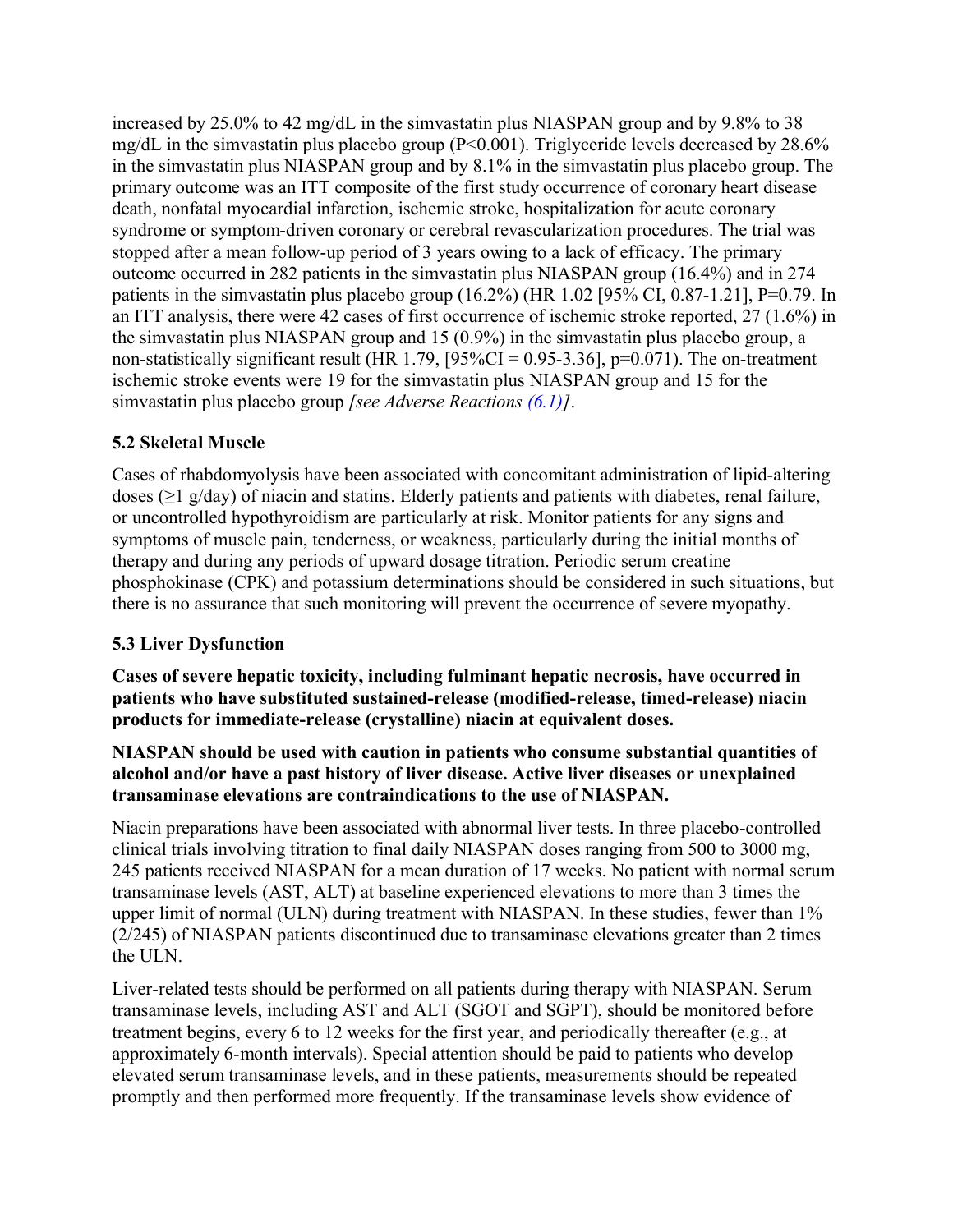increased by 25.0% to 42 mg/dL in the simvastatin plus NIASPAN group and by 9.8% to 38 mg/dL in the simvastatin plus placebo group ($P<0.001$). Triglyceride levels decreased by 28.6% in the simvastatin plus NIASPAN group and by 8.1% in the simvastatin plus placebo group. The primary outcome was an ITT composite of the first study occurrence of coronary heart disease death, nonfatal myocardial infarction, ischemic stroke, hospitalization for acute coronary syndrome or symptom-driven coronary or cerebral revascularization procedures. The trial was stopped after a mean follow-up period of 3 years owing to a lack of efficacy. The primary outcome occurred in 282 patients in the simvastatin plus NIASPAN group (16.4%) and in 274 patients in the simvastatin plus placebo group (16.2%) (HR 1.02 [95% CI, 0.87-1.21], $P=0.79$. In an ITT analysis, there were 42 cases of first occurrence of ischemic stroke reported, 27 (1.6%) in the simvastatin plus NIASPAN group and 15 (0.9%) in the simvastatin plus placebo group, a non-statistically significant result (HR 1.79, [95%CI = 0.95-3.36], $p=0.071$). The on-treatment ischemic stroke events were 19 for the simvastatin plus NIASPAN group and 15 for the simvastatin plus placebo group *[see Adverse Reactions (6.1)]*.

### 5.2 Skeletal Muscle

Cases of rhabdomyolysis have been associated with concomitant administration of lipid-altering doses ($\geq$1 g/day) of niacin and statins. Elderly patients and patients with diabetes, renal failure, or uncontrolled hypothyroidism are particularly at risk. Monitor patients for any signs and symptoms of muscle pain, tenderness, or weakness, particularly during the initial months of therapy and during any periods of upward dosage titration. Periodic serum creatine phosphokinase (CPK) and potassium determinations should be considered in such situations, but there is no assurance that such monitoring will prevent the occurrence of severe myopathy.

### 5.3 Liver Dysfunction

**Cases of severe hepatic toxicity, including fulminant hepatic necrosis, have occurred in patients who have substituted sustained-release (modified-release, timed-release) niacin products for immediate-release (crystalline) niacin at equivalent doses.**

**NIASPAN should be used with caution in patients who consume substantial quantities of alcohol and/or have a past history of liver disease. Active liver diseases or unexplained transaminase elevations are contraindications to the use of NIASPAN.**

Niacin preparations have been associated with abnormal liver tests. In three placebo-controlled clinical trials involving titration to final daily NIASPAN doses ranging from 500 to 3000 mg, 245 patients received NIASPAN for a mean duration of 17 weeks. No patient with normal serum transaminase levels (AST, ALT) at baseline experienced elevations to more than 3 times the upper limit of normal (ULN) during treatment with NIASPAN. In these studies, fewer than 1% (2/245) of NIASPAN patients discontinued due to transaminase elevations greater than 2 times the ULN.

Liver-related tests should be performed on all patients during therapy with NIASPAN. Serum transaminase levels, including AST and ALT (SGOT and SGPT), should be monitored before treatment begins, every 6 to 12 weeks for the first year, and periodically thereafter (e.g., at approximately 6-month intervals). Special attention should be paid to patients who develop elevated serum transaminase levels, and in these patients, measurements should be repeated promptly and then performed more frequently. If the transaminase levels show evidence of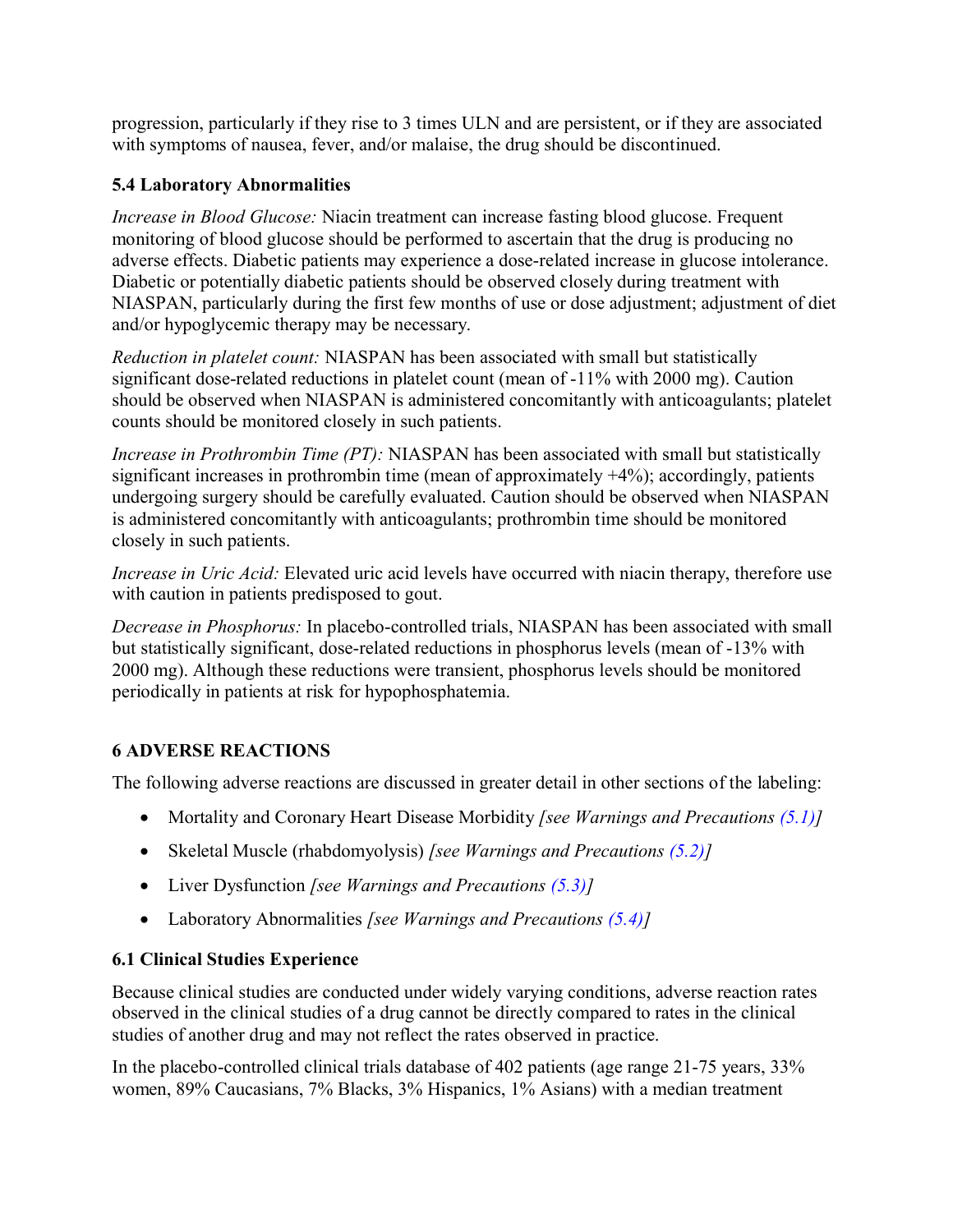progression, particularly if they rise to 3 times ULN and are persistent, or if they are associated with symptoms of nausea, fever, and/or malaise, the drug should be discontinued.

### 5.4 Laboratory Abnormalities

*Increase in Blood Glucose:* Niacin treatment can increase fasting blood glucose. Frequent monitoring of blood glucose should be performed to ascertain that the drug is producing no adverse effects. Diabetic patients may experience a dose-related increase in glucose intolerance. Diabetic or potentially diabetic patients should be observed closely during treatment with NIASPAN, particularly during the first few months of use or dose adjustment; adjustment of diet and/or hypoglycemic therapy may be necessary.

*Reduction in platelet count:* NIASPAN has been associated with small but statistically significant dose-related reductions in platelet count (mean of -11% with 2000 mg). Caution should be observed when NIASPAN is administered concomitantly with anticoagulants; platelet counts should be monitored closely in such patients.

*Increase in Prothrombin Time (PT):* NIASPAN has been associated with small but statistically significant increases in prothrombin time (mean of approximately +4%); accordingly, patients undergoing surgery should be carefully evaluated. Caution should be observed when NIASPAN is administered concomitantly with anticoagulants; prothrombin time should be monitored closely in such patients.

*Increase in Uric Acid:* Elevated uric acid levels have occurred with niacin therapy, therefore use with caution in patients predisposed to gout.

*Decrease in Phosphorus:* In placebo-controlled trials, NIASPAN has been associated with small but statistically significant, dose-related reductions in phosphorus levels (mean of -13% with 2000 mg). Although these reductions were transient, phosphorus levels should be monitored periodically in patients at risk for hypophosphatemia.

## 6 ADVERSE REACTIONS

The following adverse reactions are discussed in greater detail in other sections of the labeling:

- Mortality and Coronary Heart Disease Morbidity *[see Warnings and Precautions (5.1)]*
- Skeletal Muscle (rhabdomyolysis) *[see Warnings and Precautions (5.2)]*
- Liver Dysfunction *[see Warnings and Precautions (5.3)]*
- Laboratory Abnormalities *[see Warnings and Precautions (5.4)]*

### 6.1 Clinical Studies Experience

Because clinical studies are conducted under widely varying conditions, adverse reaction rates observed in the clinical studies of a drug cannot be directly compared to rates in the clinical studies of another drug and may not reflect the rates observed in practice.

In the placebo-controlled clinical trials database of 402 patients (age range 21-75 years, 33% women, 89% Caucasians, 7% Blacks, 3% Hispanics, 1% Asians) with a median treatment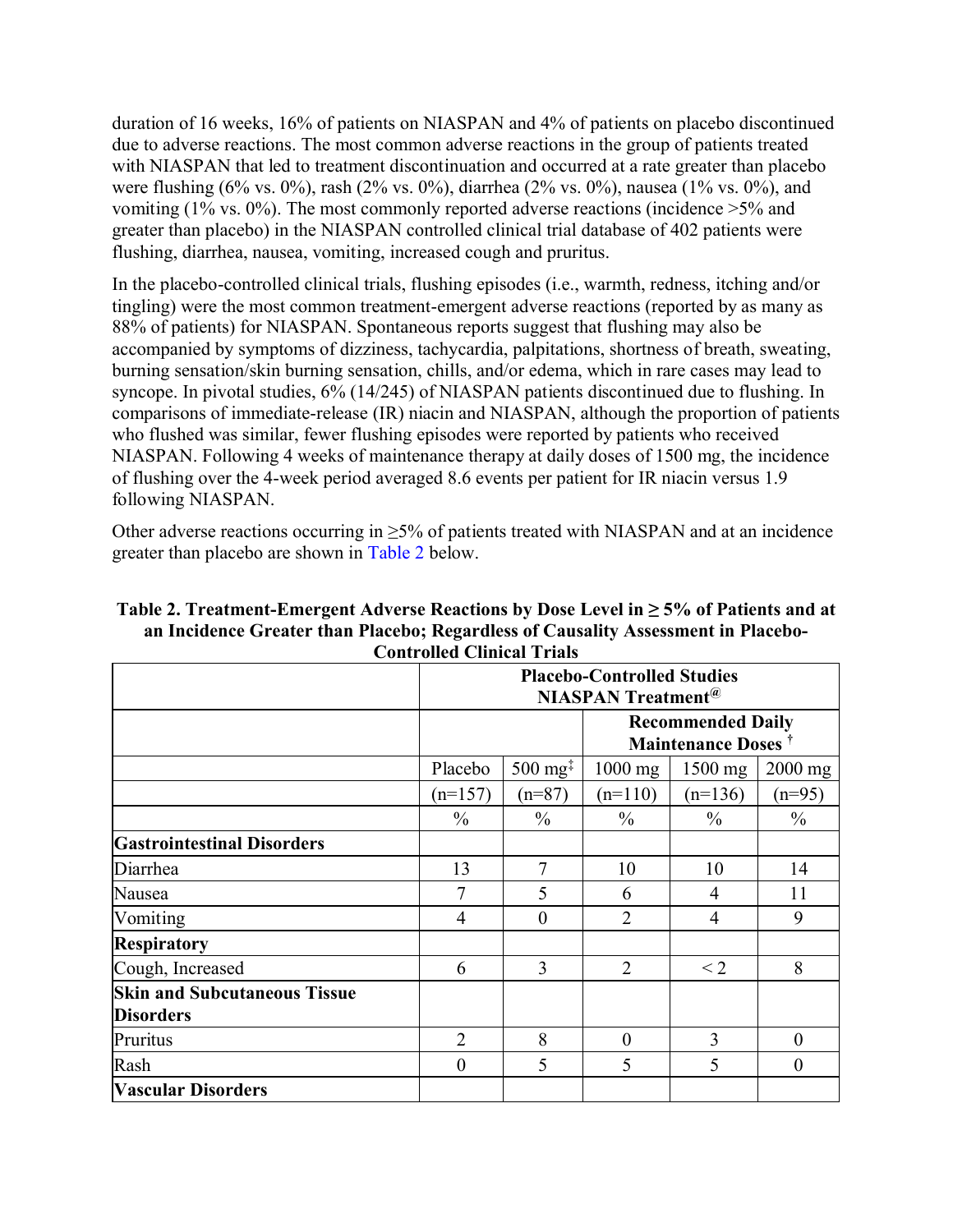duration of 16 weeks, 16% of patients on NIASPAN and 4% of patients on placebo discontinued due to adverse reactions. The most common adverse reactions in the group of patients treated with NIASPAN that led to treatment discontinuation and occurred at a rate greater than placebo were flushing (6% vs. 0%), rash (2% vs. 0%), diarrhea (2% vs. 0%), nausea (1% vs. 0%), and vomiting (1% vs. 0%). The most commonly reported adverse reactions (incidence >5% and greater than placebo) in the NIASPAN controlled clinical trial database of 402 patients were flushing, diarrhea, nausea, vomiting, increased cough and pruritus.

In the placebo-controlled clinical trials, flushing episodes (i.e., warmth, redness, itching and/or tingling) were the most common treatment-emergent adverse reactions (reported by as many as 88% of patients) for NIASPAN. Spontaneous reports suggest that flushing may also be accompanied by symptoms of dizziness, tachycardia, palpitations, shortness of breath, sweating, burning sensation/skin burning sensation, chills, and/or edema, which in rare cases may lead to syncope. In pivotal studies, 6% (14/245) of NIASPAN patients discontinued due to flushing. In comparisons of immediate-release (IR) niacin and NIASPAN, although the proportion of patients who flushed was similar, fewer flushing episodes were reported by patients who received NIASPAN. Following 4 weeks of maintenance therapy at daily doses of 1500 mg, the incidence of flushing over the 4-week period averaged 8.6 events per patient for IR niacin versus 1.9 following NIASPAN.

Other adverse reactions occurring in ≥5% of patients treated with NIASPAN and at an incidence greater than placebo are shown in Table 2 below.

**Table 2. Treatment-Emergent Adverse Reactions by Dose Level in ≥ 5% of Patients and at an Incidence Greater than Placebo; Regardless of Causality Assessment in Placebo-Controlled Clinical Trials**

| | Placebo-Controlled Studies NIASPAN Treatment[@] | | | | |
|---|---|---|---|---|---|
| | | | Recommended Daily Maintenance Doses [†] | | |
| | Placebo | 500 mg[‡] | 1000 mg | 1500 mg | 2000 mg |
| | (n=157) | (n=87) | (n=110) | (n=136) | (n=95) |
| | % | % | % | % | % |
| **Gastrointestinal Disorders** | | | | | |
| Diarrhea | 13 | 7 | 10 | 10 | 14 |
| Nausea | 7 | 5 | 6 | 4 | 11 |
| Vomiting | 4 | 0 | 2 | 4 | 9 |
| **Respiratory** | | | | | |
| Cough, Increased | 6 | 3 | 2 | < 2 | 8 |
| **Skin and Subcutaneous Tissue Disorders** | | | | | |
| Pruritus | 2 | 8 | 0 | 3 | 0 |
| Rash | 0 | 5 | 5 | 5 | 0 |
| **Vascular Disorders** | | | | | |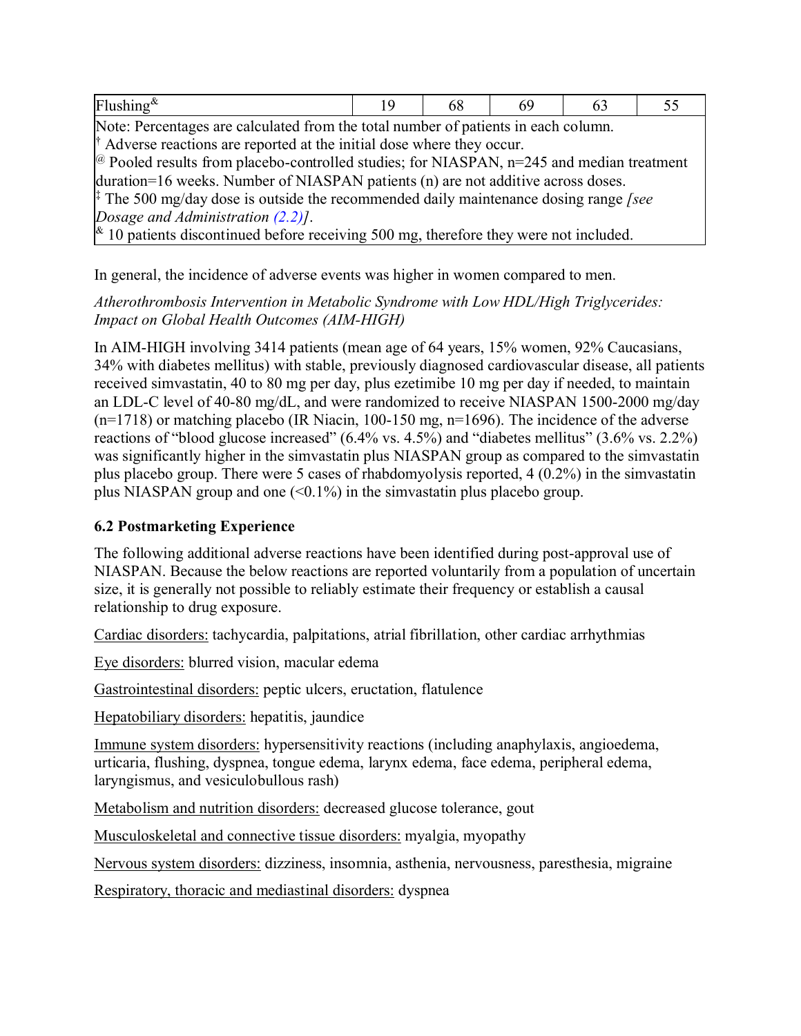| Flushing[&] | 19 | 68 | 69 | 63 | 55 |
|---|---|---|---|---|---|
| Note: Percentages are calculated from the total number of patients in each column.<br>[†] Adverse reactions are reported at the initial dose where they occur.<br>[@] Pooled results from placebo-controlled studies; for NIASPAN, n=245 and median treatment duration=16 weeks. Number of NIASPAN patients (n) are not additive across doses.<br>[‡] The 500 mg/day dose is outside the recommended daily maintenance dosing range *[see Dosage and Administration (2.2)]*.<br>[&] 10 patients discontinued before receiving 500 mg, therefore they were not included. | | | | | |

In general, the incidence of adverse events was higher in women compared to men.

*Atherothrombosis Intervention in Metabolic Syndrome with Low HDL/High Triglycerides: Impact on Global Health Outcomes (AIM-HIGH)*

In AIM-HIGH involving 3414 patients (mean age of 64 years, 15% women, 92% Caucasians, 34% with diabetes mellitus) with stable, previously diagnosed cardiovascular disease, all patients received simvastatin, 40 to 80 mg per day, plus ezetimibe 10 mg per day if needed, to maintain an LDL-C level of 40-80 mg/dL, and were randomized to receive NIASPAN 1500-2000 mg/day (n=1718) or matching placebo (IR Niacin, 100-150 mg, n=1696). The incidence of the adverse reactions of "blood glucose increased" (6.4% vs. 4.5%) and "diabetes mellitus" (3.6% vs. 2.2%) was significantly higher in the simvastatin plus NIASPAN group as compared to the simvastatin plus placebo group. There were 5 cases of rhabdomyolysis reported, 4 (0.2%) in the simvastatin plus NIASPAN group and one (<0.1%) in the simvastatin plus placebo group.

### 6.2 Postmarketing Experience

The following additional adverse reactions have been identified during post-approval use of NIASPAN. Because the below reactions are reported voluntarily from a population of uncertain size, it is generally not possible to reliably estimate their frequency or establish a causal relationship to drug exposure.

Cardiac disorders: tachycardia, palpitations, atrial fibrillation, other cardiac arrhythmias

Eye disorders: blurred vision, macular edema

Gastrointestinal disorders: peptic ulcers, eructation, flatulence

Hepatobiliary disorders: hepatitis, jaundice

Immune system disorders: hypersensitivity reactions (including anaphylaxis, angioedema, urticaria, flushing, dyspnea, tongue edema, larynx edema, face edema, peripheral edema, laryngismus, and vesiculobullous rash)

Metabolism and nutrition disorders: decreased glucose tolerance, gout

Musculoskeletal and connective tissue disorders: myalgia, myopathy

Nervous system disorders: dizziness, insomnia, asthenia, nervousness, paresthesia, migraine

Respiratory, thoracic and mediastinal disorders: dyspnea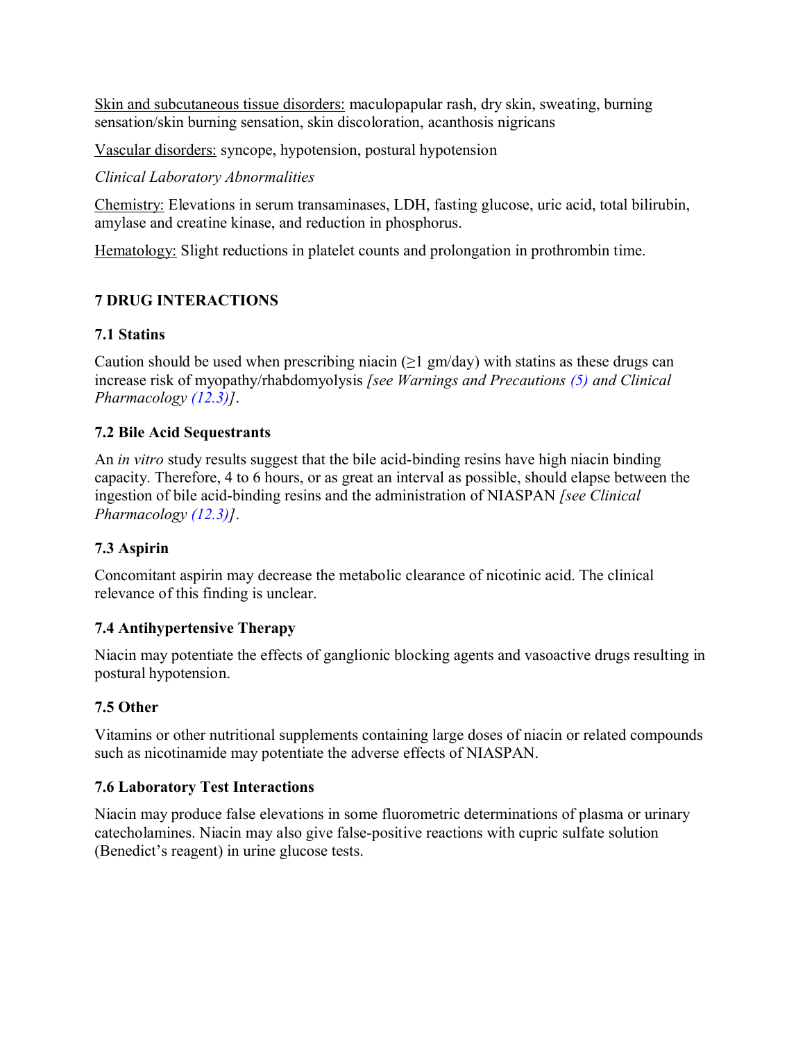<u>Skin and subcutaneous tissue disorders:</u> maculopapular rash, dry skin, sweating, burning sensation/skin burning sensation, skin discoloration, acanthosis nigricans

<u>Vascular disorders:</u> syncope, hypotension, postural hypotension

*Clinical Laboratory Abnormalities*

<u>Chemistry:</u> Elevations in serum transaminases, LDH, fasting glucose, uric acid, total bilirubin, amylase and creatine kinase, and reduction in phosphorus.

<u>Hematology:</u> Slight reductions in platelet counts and prolongation in prothrombin time.

## 7 DRUG INTERACTIONS

### 7.1 Statins

Caution should be used when prescribing niacin (≥1 gm/day) with statins as these drugs can increase risk of myopathy/rhabdomyolysis *[see Warnings and Precautions (5) and Clinical Pharmacology (12.3)]*.

### 7.2 Bile Acid Sequestrants

An *in vitro* study results suggest that the bile acid-binding resins have high niacin binding capacity. Therefore, 4 to 6 hours, or as great an interval as possible, should elapse between the ingestion of bile acid-binding resins and the administration of NIASPAN *[see Clinical Pharmacology (12.3)]*.

### 7.3 Aspirin

Concomitant aspirin may decrease the metabolic clearance of nicotinic acid. The clinical relevance of this finding is unclear.

### 7.4 Antihypertensive Therapy

Niacin may potentiate the effects of ganglionic blocking agents and vasoactive drugs resulting in postural hypotension.

### 7.5 Other

Vitamins or other nutritional supplements containing large doses of niacin or related compounds such as nicotinamide may potentiate the adverse effects of NIASPAN.

### 7.6 Laboratory Test Interactions

Niacin may produce false elevations in some fluorometric determinations of plasma or urinary catecholamines. Niacin may also give false-positive reactions with cupric sulfate solution (Benedict's reagent) in urine glucose tests.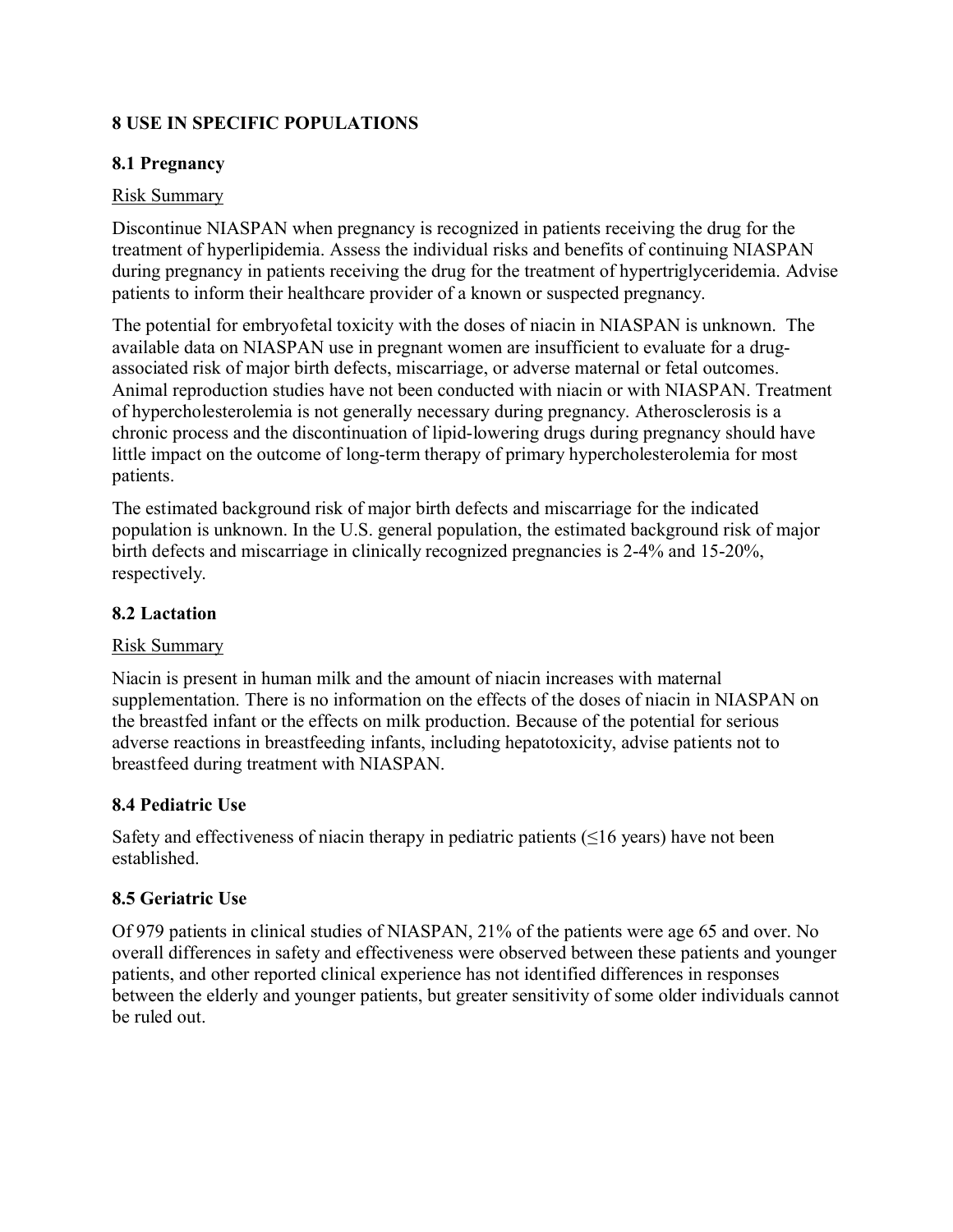## 8 USE IN SPECIFIC POPULATIONS

### 8.1 Pregnancy

Risk Summary

Discontinue NIASPAN when pregnancy is recognized in patients receiving the drug for the treatment of hyperlipidemia. Assess the individual risks and benefits of continuing NIASPAN during pregnancy in patients receiving the drug for the treatment of hypertriglyceridemia. Advise patients to inform their healthcare provider of a known or suspected pregnancy.

The potential for embryofetal toxicity with the doses of niacin in NIASPAN is unknown. The available data on NIASPAN use in pregnant women are insufficient to evaluate for a drug-associated risk of major birth defects, miscarriage, or adverse maternal or fetal outcomes. Animal reproduction studies have not been conducted with niacin or with NIASPAN. Treatment of hypercholesterolemia is not generally necessary during pregnancy. Atherosclerosis is a chronic process and the discontinuation of lipid-lowering drugs during pregnancy should have little impact on the outcome of long-term therapy of primary hypercholesterolemia for most patients.

The estimated background risk of major birth defects and miscarriage for the indicated population is unknown. In the U.S. general population, the estimated background risk of major birth defects and miscarriage in clinically recognized pregnancies is 2-4% and 15-20%, respectively.

### 8.2 Lactation

Risk Summary

Niacin is present in human milk and the amount of niacin increases with maternal supplementation. There is no information on the effects of the doses of niacin in NIASPAN on the breastfed infant or the effects on milk production. Because of the potential for serious adverse reactions in breastfeeding infants, including hepatotoxicity, advise patients not to breastfeed during treatment with NIASPAN.

### 8.4 Pediatric Use

Safety and effectiveness of niacin therapy in pediatric patients (≤16 years) have not been established.

### 8.5 Geriatric Use

Of 979 patients in clinical studies of NIASPAN, 21% of the patients were age 65 and over. No overall differences in safety and effectiveness were observed between these patients and younger patients, and other reported clinical experience has not identified differences in responses between the elderly and younger patients, but greater sensitivity of some older individuals cannot be ruled out.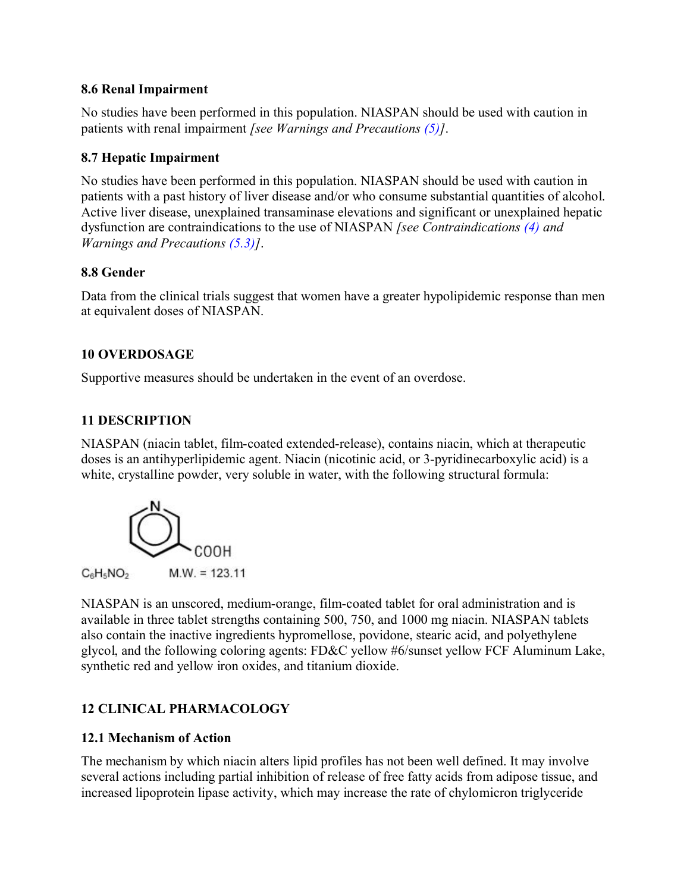### 8.6 Renal Impairment

No studies have been performed in this population. NIASPAN should be used with caution in patients with renal impairment *[see Warnings and Precautions (5)]*.

### 8.7 Hepatic Impairment

No studies have been performed in this population. NIASPAN should be used with caution in patients with a past history of liver disease and/or who consume substantial quantities of alcohol. Active liver disease, unexplained transaminase elevations and significant or unexplained hepatic dysfunction are contraindications to the use of NIASPAN *[see Contraindications (4) and Warnings and Precautions (5.3)]*.

### 8.8 Gender

Data from the clinical trials suggest that women have a greater hypolipidemic response than men at equivalent doses of NIASPAN.

## 10 OVERDOSAGE

Supportive measures should be undertaken in the event of an overdose.

## 11 DESCRIPTION

NIASPAN (niacin tablet, film-coated extended-release), contains niacin, which at therapeutic doses is an antihyperlipidemic agent. Niacin (nicotinic acid, or 3-pyridinecarboxylic acid) is a white, crystalline powder, very soluble in water, with the following structural formula:

$C_6H_5NO_2$ M.W. = 123.11

NIASPAN is an unscored, medium-orange, film-coated tablet for oral administration and is available in three tablet strengths containing 500, 750, and 1000 mg niacin. NIASPAN tablets also contain the inactive ingredients hypromellose, povidone, stearic acid, and polyethylene glycol, and the following coloring agents: FD&C yellow #6/sunset yellow FCF Aluminum Lake, synthetic red and yellow iron oxides, and titanium dioxide.

## 12 CLINICAL PHARMACOLOGY

### 12.1 Mechanism of Action

The mechanism by which niacin alters lipid profiles has not been well defined. It may involve several actions including partial inhibition of release of free fatty acids from adipose tissue, and increased lipoprotein lipase activity, which may increase the rate of chylomicron triglyceride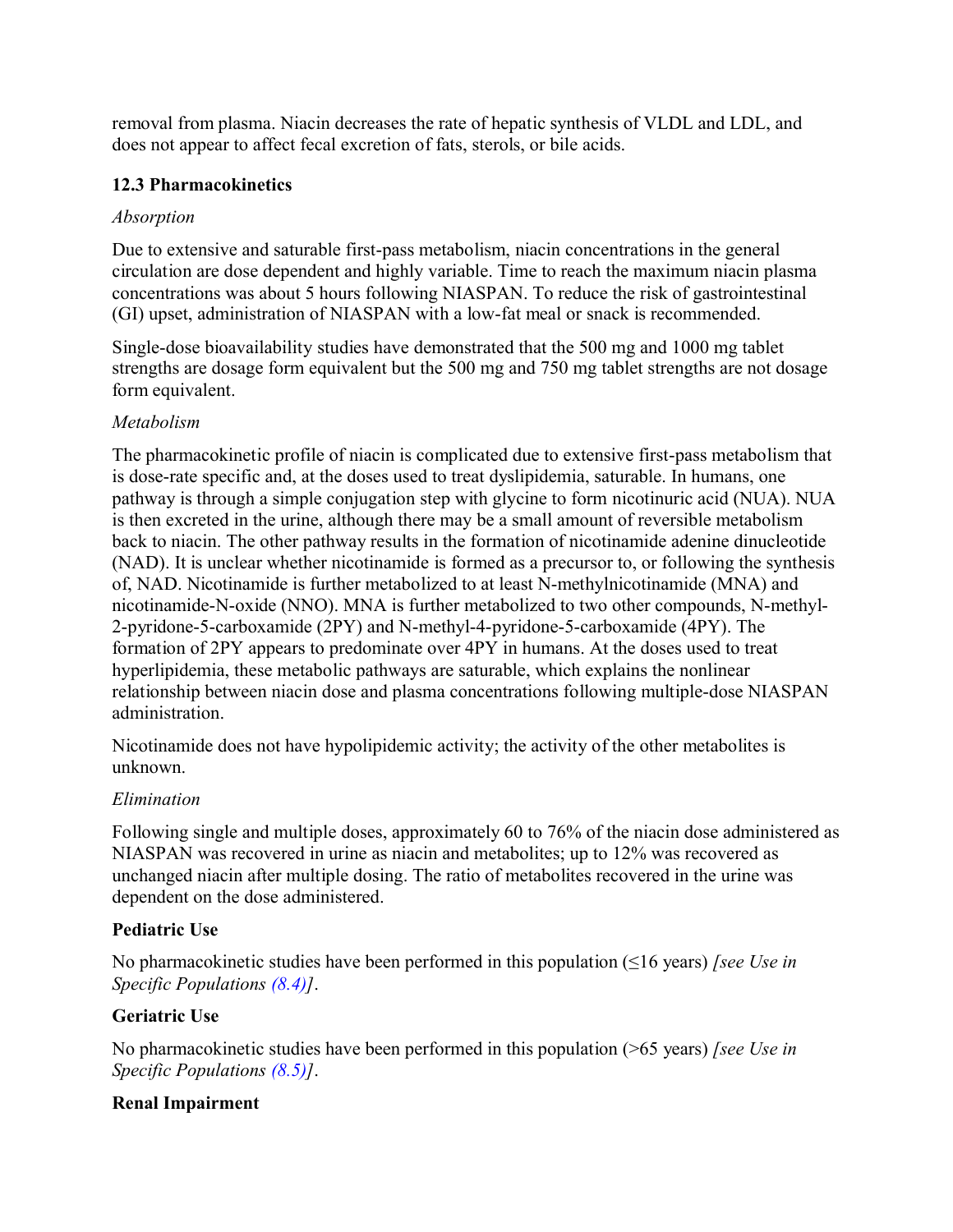removal from plasma. Niacin decreases the rate of hepatic synthesis of VLDL and LDL, and does not appear to affect fecal excretion of fats, sterols, or bile acids.

### 12.3 Pharmacokinetics

*Absorption*

Due to extensive and saturable first-pass metabolism, niacin concentrations in the general circulation are dose dependent and highly variable. Time to reach the maximum niacin plasma concentrations was about 5 hours following NIASPAN. To reduce the risk of gastrointestinal (GI) upset, administration of NIASPAN with a low-fat meal or snack is recommended.

Single-dose bioavailability studies have demonstrated that the 500 mg and 1000 mg tablet strengths are dosage form equivalent but the 500 mg and 750 mg tablet strengths are not dosage form equivalent.

*Metabolism*

The pharmacokinetic profile of niacin is complicated due to extensive first-pass metabolism that is dose-rate specific and, at the doses used to treat dyslipidemia, saturable. In humans, one pathway is through a simple conjugation step with glycine to form nicotinuric acid (NUA). NUA is then excreted in the urine, although there may be a small amount of reversible metabolism back to niacin. The other pathway results in the formation of nicotinamide adenine dinucleotide (NAD). It is unclear whether nicotinamide is formed as a precursor to, or following the synthesis of, NAD. Nicotinamide is further metabolized to at least N-methylnicotinamide (MNA) and nicotinamide-N-oxide (NNO). MNA is further metabolized to two other compounds, N-methyl-2-pyridone-5-carboxamide (2PY) and N-methyl-4-pyridone-5-carboxamide (4PY). The formation of 2PY appears to predominate over 4PY in humans. At the doses used to treat hyperlipidemia, these metabolic pathways are saturable, which explains the nonlinear relationship between niacin dose and plasma concentrations following multiple-dose NIASPAN administration.

Nicotinamide does not have hypolipidemic activity; the activity of the other metabolites is unknown.

*Elimination*

Following single and multiple doses, approximately 60 to 76% of the niacin dose administered as NIASPAN was recovered in urine as niacin and metabolites; up to 12% was recovered as unchanged niacin after multiple dosing. The ratio of metabolites recovered in the urine was dependent on the dose administered.

**Pediatric Use**

No pharmacokinetic studies have been performed in this population (≤16 years) *[see Use in Specific Populations (8.4)]*.

**Geriatric Use**

No pharmacokinetic studies have been performed in this population (>65 years) *[see Use in Specific Populations (8.5)]*.

**Renal Impairment**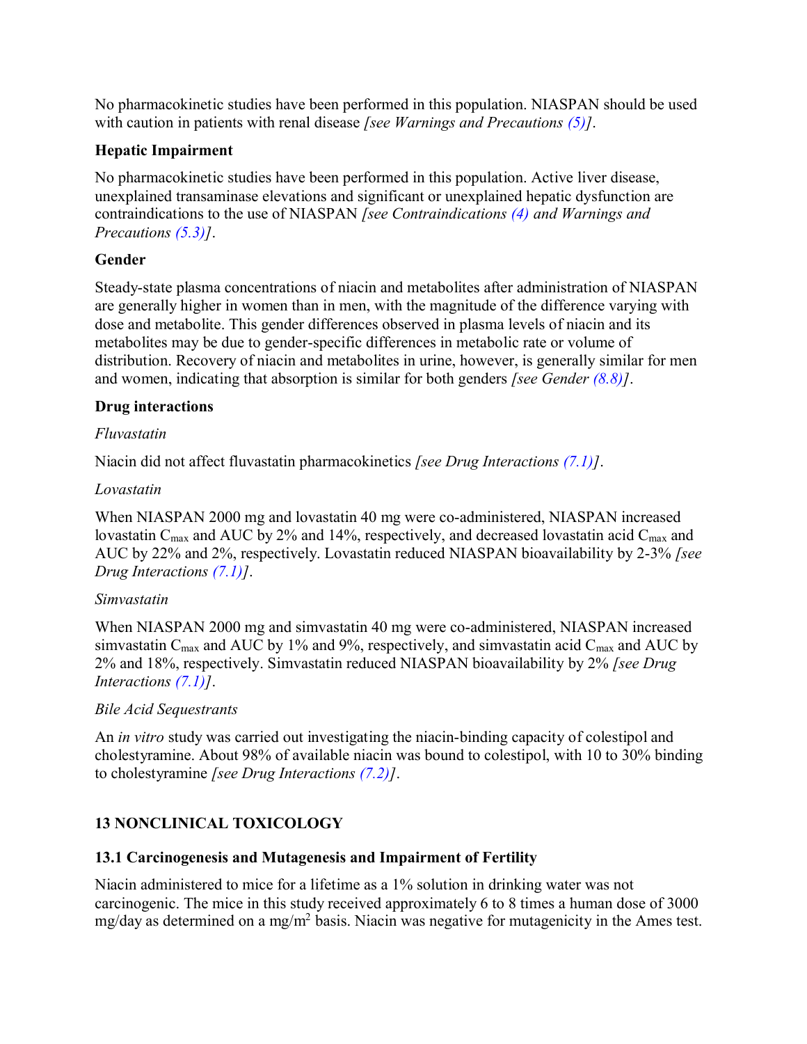No pharmacokinetic studies have been performed in this population. NIASPAN should be used with caution in patients with renal disease *[see Warnings and Precautions (5)]*.

**Hepatic Impairment**

No pharmacokinetic studies have been performed in this population. Active liver disease, unexplained transaminase elevations and significant or unexplained hepatic dysfunction are contraindications to the use of NIASPAN *[see Contraindications (4) and Warnings and Precautions (5.3)]*.

**Gender**

Steady-state plasma concentrations of niacin and metabolites after administration of NIASPAN are generally higher in women than in men, with the magnitude of the difference varying with dose and metabolite. This gender differences observed in plasma levels of niacin and its metabolites may be due to gender-specific differences in metabolic rate or volume of distribution. Recovery of niacin and metabolites in urine, however, is generally similar for men and women, indicating that absorption is similar for both genders *[see Gender (8.8)]*.

**Drug interactions**

*Fluvastatin*

Niacin did not affect fluvastatin pharmacokinetics *[see Drug Interactions (7.1)]*.

*Lovastatin*

When NIASPAN 2000 mg and lovastatin 40 mg were co-administered, NIASPAN increased lovastatin $C_{max}$ and AUC by 2% and 14%, respectively, and decreased lovastatin acid $C_{max}$ and AUC by 22% and 2%, respectively. Lovastatin reduced NIASPAN bioavailability by 2-3% *[see Drug Interactions (7.1)]*.

*Simvastatin*

When NIASPAN 2000 mg and simvastatin 40 mg were co-administered, NIASPAN increased simvastatin $C_{max}$ and AUC by 1% and 9%, respectively, and simvastatin acid $C_{max}$ and AUC by 2% and 18%, respectively. Simvastatin reduced NIASPAN bioavailability by 2% *[see Drug Interactions (7.1)]*.

*Bile Acid Sequestrants*

An *in vitro* study was carried out investigating the niacin-binding capacity of colestipol and cholestyramine. About 98% of available niacin was bound to colestipol, with 10 to 30% binding to cholestyramine *[see Drug Interactions (7.2)]*.

## 13 NONCLINICAL TOXICOLOGY

### 13.1 Carcinogenesis and Mutagenesis and Impairment of Fertility

Niacin administered to mice for a lifetime as a 1% solution in drinking water was not carcinogenic. The mice in this study received approximately 6 to 8 times a human dose of 3000 mg/day as determined on a $mg/m^2$ basis. Niacin was negative for mutagenicity in the Ames test.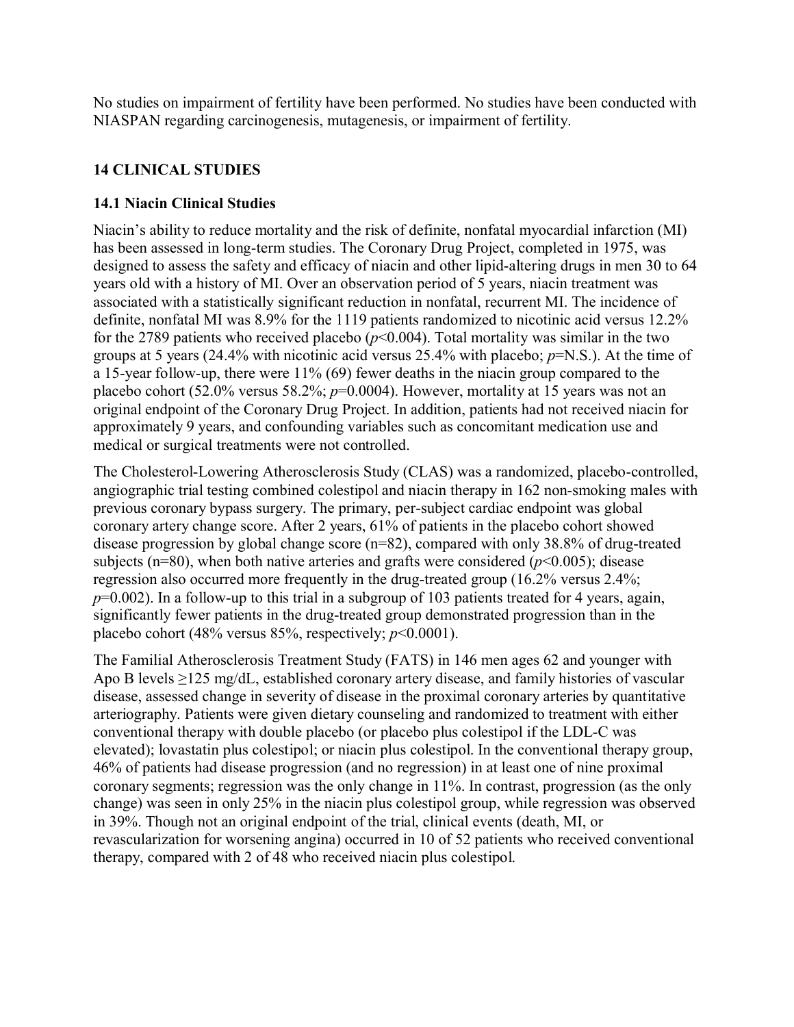No studies on impairment of fertility have been performed. No studies have been conducted with NIASPAN regarding carcinogenesis, mutagenesis, or impairment of fertility.

## 14 CLINICAL STUDIES

### 14.1 Niacin Clinical Studies

Niacin's ability to reduce mortality and the risk of definite, nonfatal myocardial infarction (MI) has been assessed in long-term studies. The Coronary Drug Project, completed in 1975, was designed to assess the safety and efficacy of niacin and other lipid-altering drugs in men 30 to 64 years old with a history of MI. Over an observation period of 5 years, niacin treatment was associated with a statistically significant reduction in nonfatal, recurrent MI. The incidence of definite, nonfatal MI was 8.9% for the 1119 patients randomized to nicotinic acid versus 12.2% for the 2789 patients who received placebo ($p$<0.004). Total mortality was similar in the two groups at 5 years (24.4% with nicotinic acid versus 25.4% with placebo; $p$=N.S.). At the time of a 15-year follow-up, there were 11% (69) fewer deaths in the niacin group compared to the placebo cohort (52.0% versus 58.2%; $p$=0.0004). However, mortality at 15 years was not an original endpoint of the Coronary Drug Project. In addition, patients had not received niacin for approximately 9 years, and confounding variables such as concomitant medication use and medical or surgical treatments were not controlled.

The Cholesterol-Lowering Atherosclerosis Study (CLAS) was a randomized, placebo-controlled, angiographic trial testing combined colestipol and niacin therapy in 162 non-smoking males with previous coronary bypass surgery. The primary, per-subject cardiac endpoint was global coronary artery change score. After 2 years, 61% of patients in the placebo cohort showed disease progression by global change score (n=82), compared with only 38.8% of drug-treated subjects (n=80), when both native arteries and grafts were considered ($p$<0.005); disease regression also occurred more frequently in the drug-treated group (16.2% versus 2.4%; $p$=0.002). In a follow-up to this trial in a subgroup of 103 patients treated for 4 years, again, significantly fewer patients in the drug-treated group demonstrated progression than in the placebo cohort (48% versus 85%, respectively; $p$<0.0001).

The Familial Atherosclerosis Treatment Study (FATS) in 146 men ages 62 and younger with Apo B levels ≥125 mg/dL, established coronary artery disease, and family histories of vascular disease, assessed change in severity of disease in the proximal coronary arteries by quantitative arteriography. Patients were given dietary counseling and randomized to treatment with either conventional therapy with double placebo (or placebo plus colestipol if the LDL-C was elevated); lovastatin plus colestipol; or niacin plus colestipol. In the conventional therapy group, 46% of patients had disease progression (and no regression) in at least one of nine proximal coronary segments; regression was the only change in 11%. In contrast, progression (as the only change) was seen in only 25% in the niacin plus colestipol group, while regression was observed in 39%. Though not an original endpoint of the trial, clinical events (death, MI, or revascularization for worsening angina) occurred in 10 of 52 patients who received conventional therapy, compared with 2 of 48 who received niacin plus colestipol.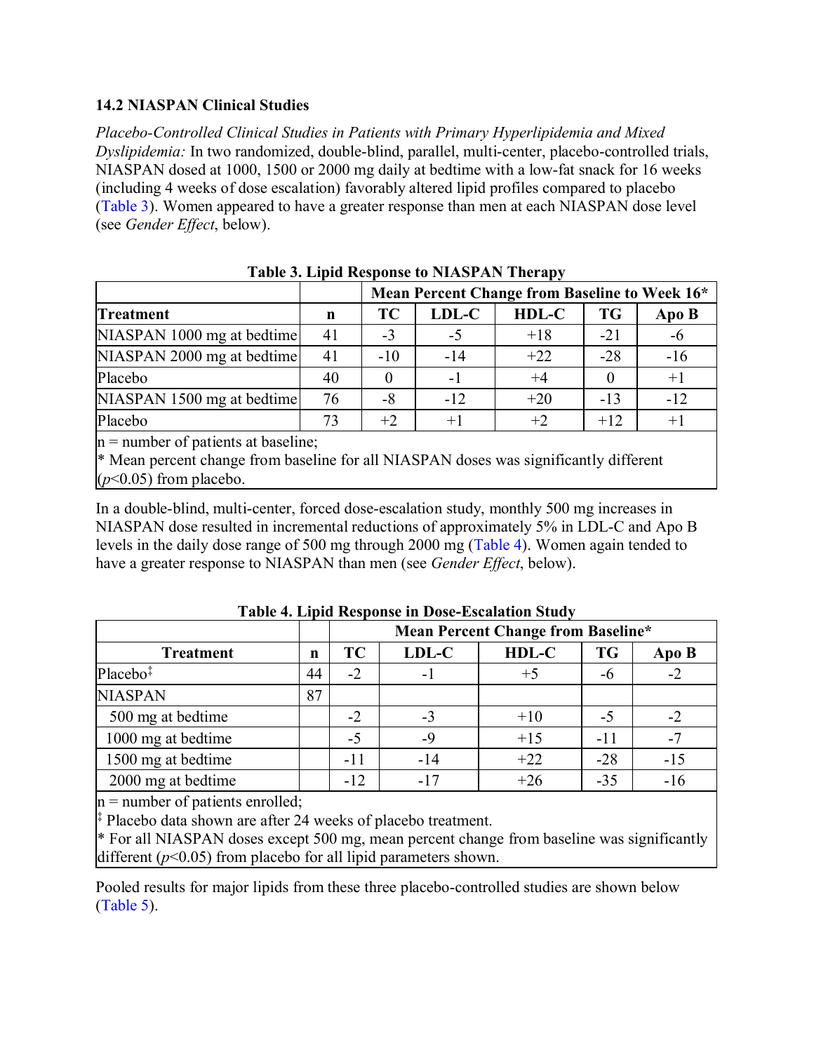### 14.2 NIASPAN Clinical Studies

*Placebo-Controlled Clinical Studies in Patients with Primary Hyperlipidemia and Mixed Dyslipidemia:* In two randomized, double-blind, parallel, multi-center, placebo-controlled trials, NIASPAN dosed at 1000, 1500 or 2000 mg daily at bedtime with a low-fat snack for 16 weeks (including 4 weeks of dose escalation) favorably altered lipid profiles compared to placebo (Table 3). Women appeared to have a greater response than men at each NIASPAN dose level (see *Gender Effect*, below).

**Table 3. Lipid Response to NIASPAN Therapy**

| | | **Mean Percent Change from Baseline to Week 16*** | | | | |
|---|---|---|---|---|---|---|
| **Treatment** | **n** | **TC** | **LDL-C** | **HDL-C** | **TG** | **Apo B** |
| NIASPAN 1000 mg at bedtime | 41 | -3 | -5 | +18 | -21 | -6 |
| NIASPAN 2000 mg at bedtime | 41 | -10 | -14 | +22 | -28 | -16 |
| Placebo | 40 | 0 | -1 | +4 | 0 | +1 |
| NIASPAN 1500 mg at bedtime | 76 | -8 | -12 | +20 | -13 | -12 |
| Placebo | 73 | +2 | +1 | +2 | +12 | +1 |

n = number of patients at baseline;
* Mean percent change from baseline for all NIASPAN doses was significantly different ($p$<0.05) from placebo.

In a double-blind, multi-center, forced dose-escalation study, monthly 500 mg increases in NIASPAN dose resulted in incremental reductions of approximately 5% in LDL-C and Apo B levels in the daily dose range of 500 mg through 2000 mg (Table 4). Women again tended to have a greater response to NIASPAN than men (see *Gender Effect*, below).

**Table 4. Lipid Response in Dose-Escalation Study**

| | | **Mean Percent Change from Baseline*** | | | | |
|---|---|---|---|---|---|---|
| **Treatment** | **n** | **TC** | **LDL-C** | **HDL-C** | **TG** | **Apo B** |
| Placebo‡ | 44 | -2 | -1 | +5 | -6 | -2 |
| NIASPAN | 87 | | | | | |
| 500 mg at bedtime | | -2 | -3 | +10 | -5 | -2 |
| 1000 mg at bedtime | | -5 | -9 | +15 | -11 | -7 |
| 1500 mg at bedtime | | -11 | -14 | +22 | -28 | -15 |
| 2000 mg at bedtime | | -12 | -17 | +26 | -35 | -16 |

n = number of patients enrolled;
‡ Placebo data shown are after 24 weeks of placebo treatment.
* For all NIASPAN doses except 500 mg, mean percent change from baseline was significantly different ($p$<0.05) from placebo for all lipid parameters shown.

Pooled results for major lipids from these three placebo-controlled studies are shown below (Table 5).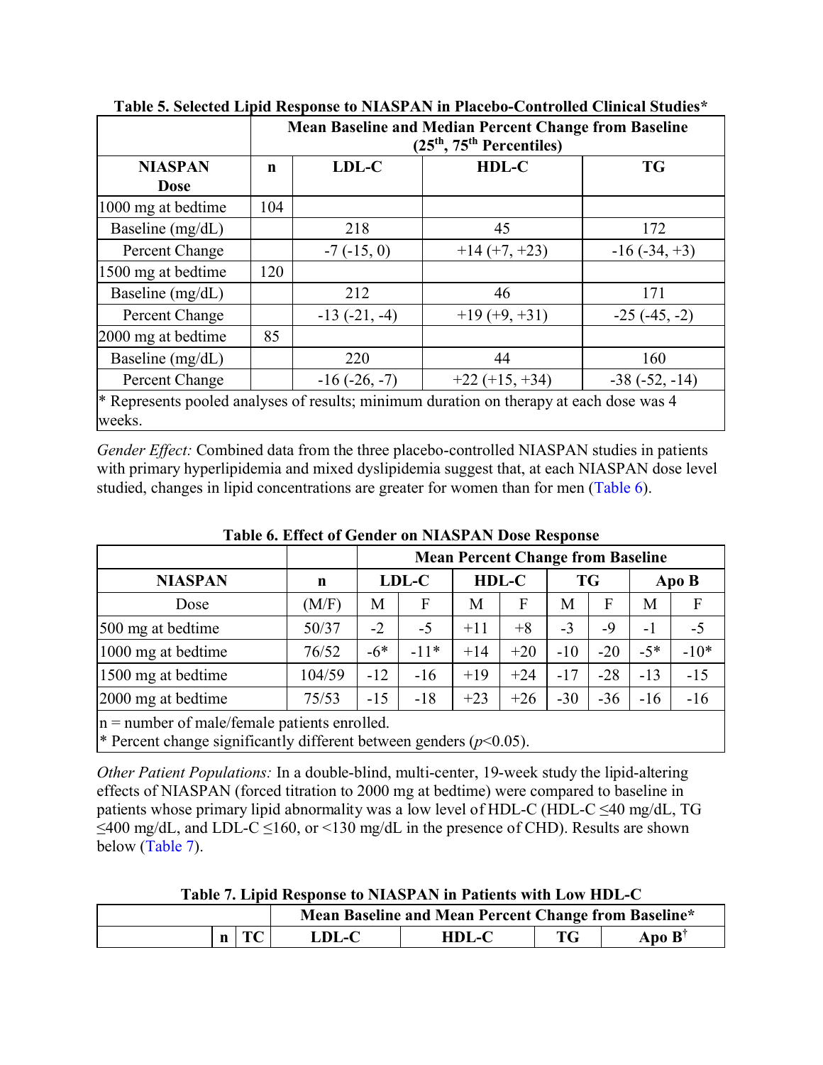**Table 5. Selected Lipid Response to NIASPAN in Placebo-Controlled Clinical Studies***

| | | Mean Baseline and Median Percent Change from Baseline (25th, 75th Percentiles) | | |
|---|---|---|---|---|
| **NIASPAN Dose** | **n** | **LDL-C** | **HDL-C** | **TG** |
| 1000 mg at bedtime | 104 | | | |
| Baseline (mg/dL) | | 218 | 45 | 172 |
| Percent Change | | -7 (-15, 0) | +14 (+7, +23) | -16 (-34, +3) |
| 1500 mg at bedtime | 120 | | | |
| Baseline (mg/dL) | | 212 | 46 | 171 |
| Percent Change | | -13 (-21, -4) | +19 (+9, +31) | -25 (-45, -2) |
| 2000 mg at bedtime | 85 | | | |
| Baseline (mg/dL) | | 220 | 44 | 160 |
| Percent Change | | -16 (-26, -7) | +22 (+15, +34) | -38 (-52, -14) |

* Represents pooled analyses of results; minimum duration on therapy at each dose was 4 weeks.

*Gender Effect:* Combined data from the three placebo-controlled NIASPAN studies in patients with primary hyperlipidemia and mixed dyslipidemia suggest that, at each NIASPAN dose level studied, changes in lipid concentrations are greater for women than for men (Table 6).

**Table 6. Effect of Gender on NIASPAN Dose Response**

| | | Mean Percent Change from Baseline | | | | | | | |
|---|---|---|---|---|---|---|---|---|---|
| **NIASPAN** | **n** | **LDL-C** | | **HDL-C** | | **TG** | | **Apo B** | |
| Dose | (M/F) | M | F | M | F | M | F | M | F |
| 500 mg at bedtime | 50/37 | -2 | -5 | +11 | +8 | -3 | -9 | -1 | -5 |
| 1000 mg at bedtime | 76/52 | -6* | -11* | +14 | +20 | -10 | -20 | -5* | -10* |
| 1500 mg at bedtime | 104/59 | -12 | -16 | +19 | +24 | -17 | -28 | -13 | -15 |
| 2000 mg at bedtime | 75/53 | -15 | -18 | +23 | +26 | -30 | -36 | -16 | -16 |

n = number of male/female patients enrolled.
* Percent change significantly different between genders ($p<0.05$).

*Other Patient Populations:* In a double-blind, multi-center, 19-week study the lipid-altering effects of NIASPAN (forced titration to 2000 mg at bedtime) were compared to baseline in patients whose primary lipid abnormality was a low level of HDL-C (HDL-C ≤40 mg/dL, TG ≤400 mg/dL, and LDL-C ≤160, or <130 mg/dL in the presence of CHD). Results are shown below (Table 7).

**Table 7. Lipid Response to NIASPAN in Patients with Low HDL-C**

| | | | Mean Baseline and Mean Percent Change from Baseline* | | | |
|---|---|---|---|---|---|---|
| | **n** | **TC** | **LDL-C** | **HDL-C** | **TG** | **Apo B**† |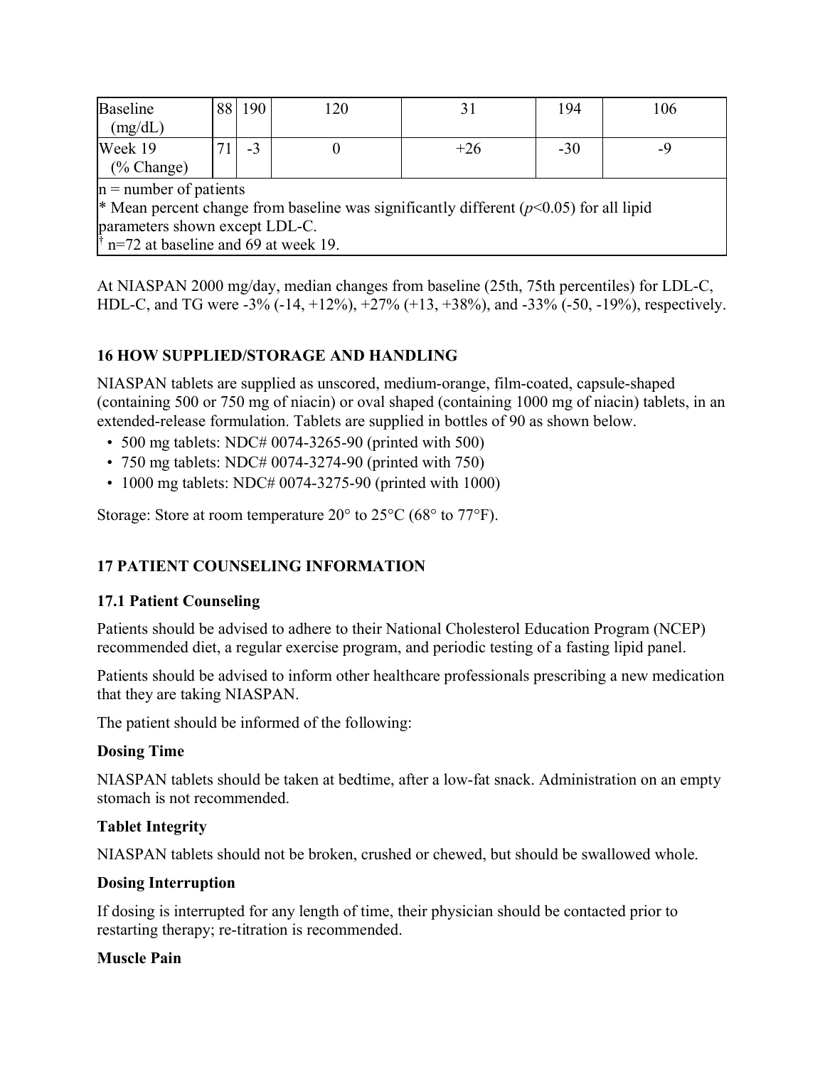| Baseline (mg/dL) | 88 | 190 | 120 | 31 | 194 | 106 |
|---|---|---|---|---|---|---|
| Week 19 (% Change) | 71 | -3 | 0 | +26 | -30 | -9 |
| n = number of patients<br>* Mean percent change from baseline was significantly different ($p<0.05$) for all lipid parameters shown except LDL-C.<br>† n=72 at baseline and 69 at week 19. | | | | | | |

At NIASPAN 2000 mg/day, median changes from baseline (25th, 75th percentiles) for LDL-C, HDL-C, and TG were -3% (-14, +12%), +27% (+13, +38%), and -33% (-50, -19%), respectively.

## 16 HOW SUPPLIED/STORAGE AND HANDLING

NIASPAN tablets are supplied as unscored, medium-orange, film-coated, capsule-shaped (containing 500 or 750 mg of niacin) or oval shaped (containing 1000 mg of niacin) tablets, in an extended-release formulation. Tablets are supplied in bottles of 90 as shown below.

- 500 mg tablets: NDC# 0074-3265-90 (printed with 500)
- 750 mg tablets: NDC# 0074-3274-90 (printed with 750)
- 1000 mg tablets: NDC# 0074-3275-90 (printed with 1000)

Storage: Store at room temperature 20° to 25°C (68° to 77°F).

## 17 PATIENT COUNSELING INFORMATION

### 17.1 Patient Counseling

Patients should be advised to adhere to their National Cholesterol Education Program (NCEP) recommended diet, a regular exercise program, and periodic testing of a fasting lipid panel.

Patients should be advised to inform other healthcare professionals prescribing a new medication that they are taking NIASPAN.

The patient should be informed of the following:

**Dosing Time**

NIASPAN tablets should be taken at bedtime, after a low-fat snack. Administration on an empty stomach is not recommended.

**Tablet Integrity**

NIASPAN tablets should not be broken, crushed or chewed, but should be swallowed whole.

**Dosing Interruption**

If dosing is interrupted for any length of time, their physician should be contacted prior to restarting therapy; re-titration is recommended.

**Muscle Pain**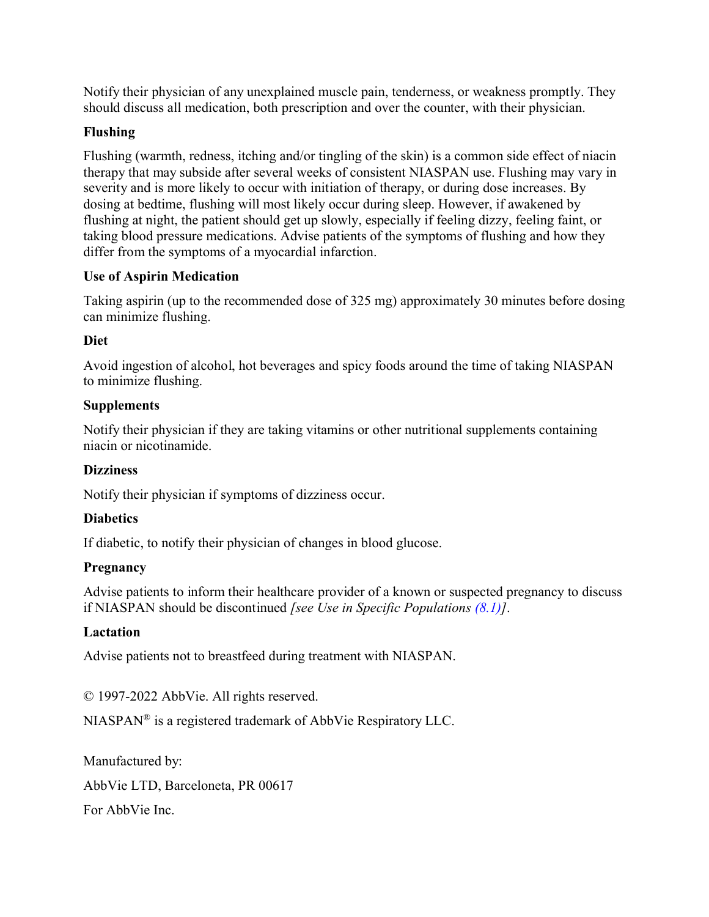Notify their physician of any unexplained muscle pain, tenderness, or weakness promptly. They should discuss all medication, both prescription and over the counter, with their physician.

**Flushing**

Flushing (warmth, redness, itching and/or tingling of the skin) is a common side effect of niacin therapy that may subside after several weeks of consistent NIASPAN use. Flushing may vary in severity and is more likely to occur with initiation of therapy, or during dose increases. By dosing at bedtime, flushing will most likely occur during sleep. However, if awakened by flushing at night, the patient should get up slowly, especially if feeling dizzy, feeling faint, or taking blood pressure medications. Advise patients of the symptoms of flushing and how they differ from the symptoms of a myocardial infarction.

**Use of Aspirin Medication**

Taking aspirin (up to the recommended dose of 325 mg) approximately 30 minutes before dosing can minimize flushing.

**Diet**

Avoid ingestion of alcohol, hot beverages and spicy foods around the time of taking NIASPAN to minimize flushing.

**Supplements**

Notify their physician if they are taking vitamins or other nutritional supplements containing niacin or nicotinamide.

**Dizziness**

Notify their physician if symptoms of dizziness occur.

**Diabetics**

If diabetic, to notify their physician of changes in blood glucose.

**Pregnancy**

Advise patients to inform their healthcare provider of a known or suspected pregnancy to discuss if NIASPAN should be discontinued *[see Use in Specific Populations (8.1)]*.

**Lactation**

Advise patients not to breastfeed during treatment with NIASPAN.

© 1997-2022 AbbVie. All rights reserved.

NIASPAN® is a registered trademark of AbbVie Respiratory LLC.

Manufactured by:

AbbVie LTD, Barceloneta, PR 00617

For AbbVie Inc.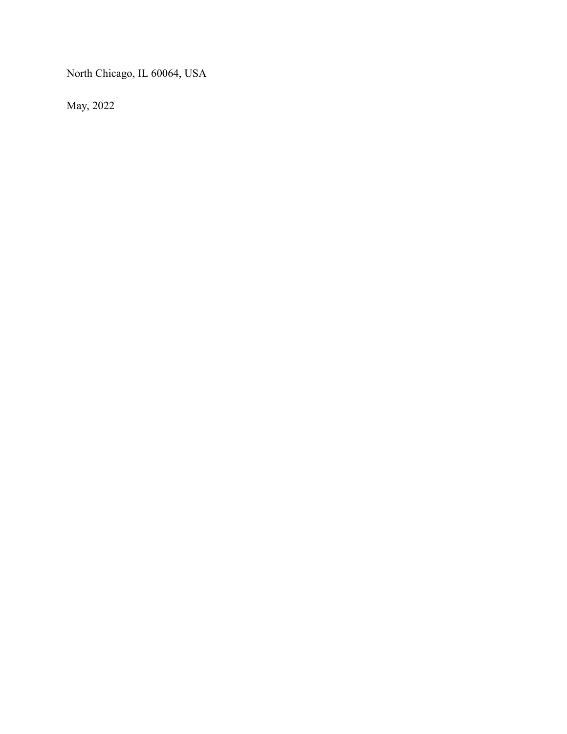North Chicago, IL 60064, USA

May, 2022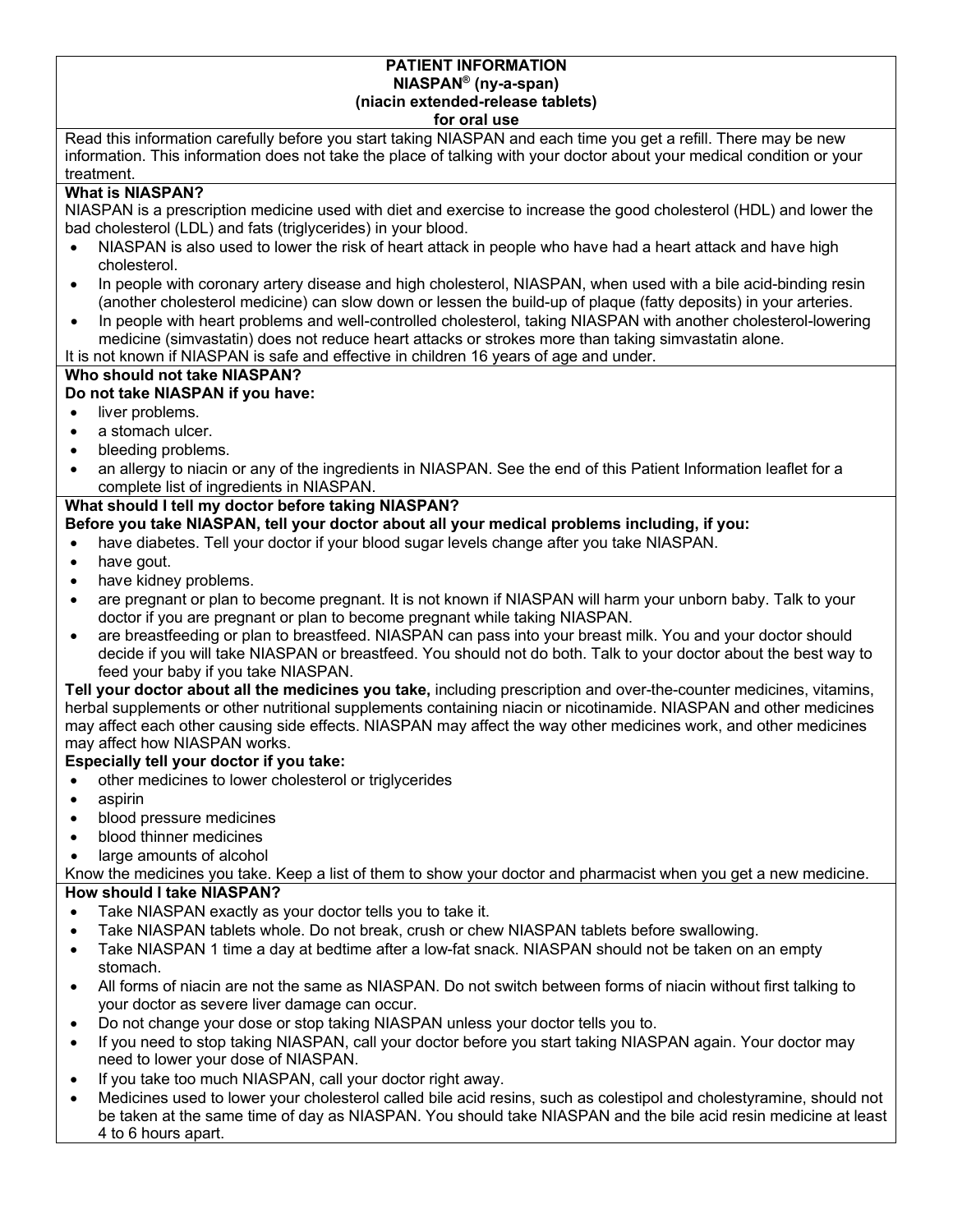**PATIENT INFORMATION**
**NIASPAN® (ny-a-span)**
**(niacin extended-release tablets)**
**for oral use**

Read this information carefully before you start taking NIASPAN and each time you get a refill. There may be new information. This information does not take the place of talking with your doctor about your medical condition or your treatment.

**What is NIASPAN?**

NIASPAN is a prescription medicine used with diet and exercise to increase the good cholesterol (HDL) and lower the bad cholesterol (LDL) and fats (triglycerides) in your blood.

- NIASPAN is also used to lower the risk of heart attack in people who have had a heart attack and have high cholesterol.
- In people with coronary artery disease and high cholesterol, NIASPAN, when used with a bile acid-binding resin (another cholesterol medicine) can slow down or lessen the build-up of plaque (fatty deposits) in your arteries.
- In people with heart problems and well-controlled cholesterol, taking NIASPAN with another cholesterol-lowering medicine (simvastatin) does not reduce heart attacks or strokes more than taking simvastatin alone.

It is not known if NIASPAN is safe and effective in children 16 years of age and under.

**Who should not take NIASPAN?**

**Do not take NIASPAN if you have:**

- liver problems.
- a stomach ulcer.
- bleeding problems.
- an allergy to niacin or any of the ingredients in NIASPAN. See the end of this Patient Information leaflet for a complete list of ingredients in NIASPAN.

**What should I tell my doctor before taking NIASPAN?**

**Before you take NIASPAN, tell your doctor about all your medical problems including, if you:**

- have diabetes. Tell your doctor if your blood sugar levels change after you take NIASPAN.
- have gout.
- have kidney problems.
- are pregnant or plan to become pregnant. It is not known if NIASPAN will harm your unborn baby. Talk to your doctor if you are pregnant or plan to become pregnant while taking NIASPAN.
- are breastfeeding or plan to breastfeed. NIASPAN can pass into your breast milk. You and your doctor should decide if you will take NIASPAN or breastfeed. You should not do both. Talk to your doctor about the best way to feed your baby if you take NIASPAN.

**Tell your doctor about all the medicines you take,** including prescription and over-the-counter medicines, vitamins, herbal supplements or other nutritional supplements containing niacin or nicotinamide. NIASPAN and other medicines may affect each other causing side effects. NIASPAN may affect the way other medicines work, and other medicines may affect how NIASPAN works.

**Especially tell your doctor if you take:**

- other medicines to lower cholesterol or triglycerides
- aspirin
- blood pressure medicines
- blood thinner medicines
- large amounts of alcohol

Know the medicines you take. Keep a list of them to show your doctor and pharmacist when you get a new medicine.

**How should I take NIASPAN?**

- Take NIASPAN exactly as your doctor tells you to take it.
- Take NIASPAN tablets whole. Do not break, crush or chew NIASPAN tablets before swallowing.
- Take NIASPAN 1 time a day at bedtime after a low-fat snack. NIASPAN should not be taken on an empty stomach.
- All forms of niacin are not the same as NIASPAN. Do not switch between forms of niacin without first talking to your doctor as severe liver damage can occur.
- Do not change your dose or stop taking NIASPAN unless your doctor tells you to.
- If you need to stop taking NIASPAN, call your doctor before you start taking NIASPAN again. Your doctor may need to lower your dose of NIASPAN.
- If you take too much NIASPAN, call your doctor right away.
- Medicines used to lower your cholesterol called bile acid resins, such as colestipol and cholestyramine, should not be taken at the same time of day as NIASPAN. You should take NIASPAN and the bile acid resin medicine at least 4 to 6 hours apart.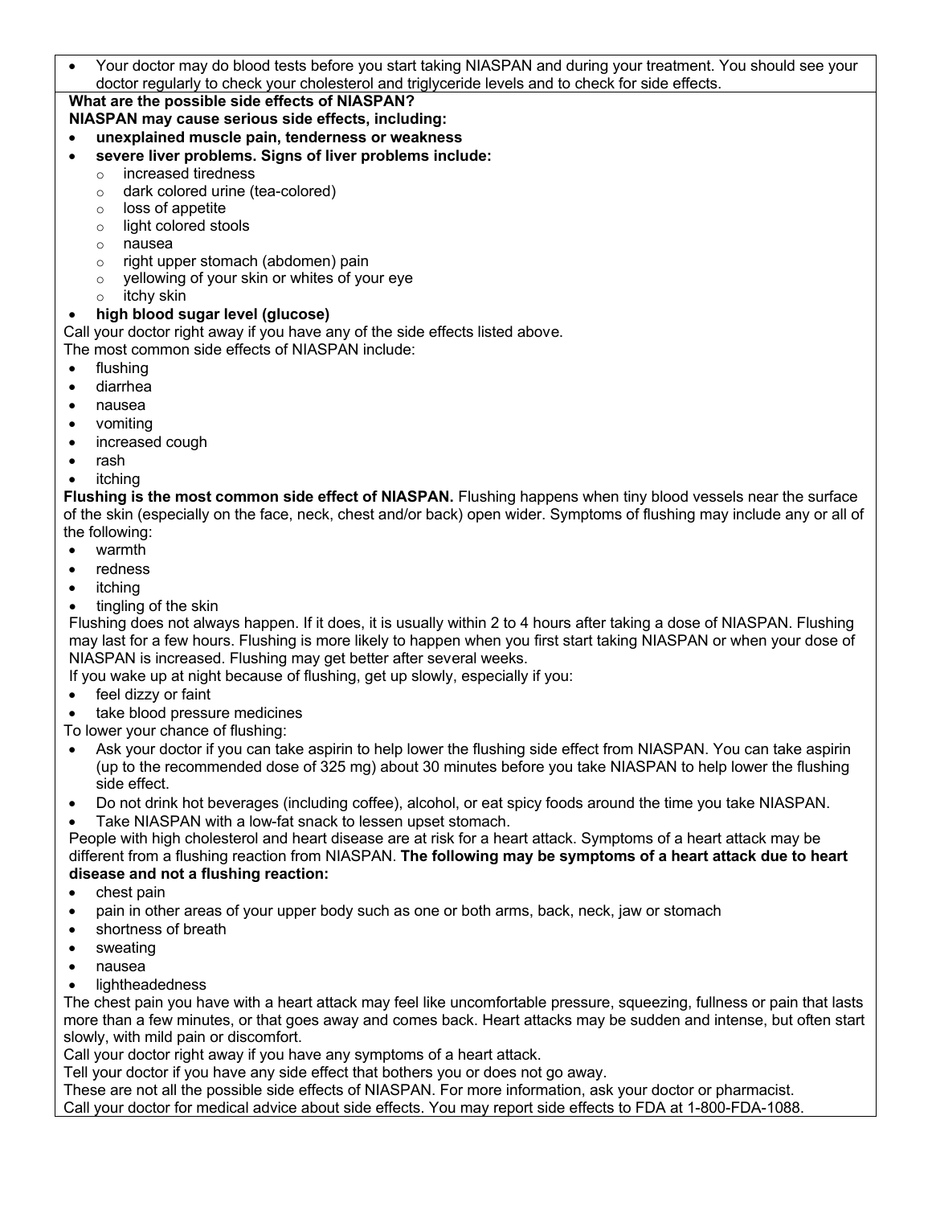- Your doctor may do blood tests before you start taking NIASPAN and during your treatment. You should see your doctor regularly to check your cholesterol and triglyceride levels and to check for side effects.

**What are the possible side effects of NIASPAN?**

**NIASPAN may cause serious side effects, including:**

- **unexplained muscle pain, tenderness or weakness**
- **severe liver problems. Signs of liver problems include:**
  - increased tiredness
  - dark colored urine (tea-colored)
  - loss of appetite
  - light colored stools
  - nausea
  - right upper stomach (abdomen) pain
  - yellowing of your skin or whites of your eye
  - itchy skin
- **high blood sugar level (glucose)**

Call your doctor right away if you have any of the side effects listed above.

The most common side effects of NIASPAN include:

- flushing
- diarrhea
- nausea
- vomiting
- increased cough
- rash
- itching

**Flushing is the most common side effect of NIASPAN.** Flushing happens when tiny blood vessels near the surface of the skin (especially on the face, neck, chest and/or back) open wider. Symptoms of flushing may include any or all of the following:

- warmth
- redness
- itching
- tingling of the skin

Flushing does not always happen. If it does, it is usually within 2 to 4 hours after taking a dose of NIASPAN. Flushing may last for a few hours. Flushing is more likely to happen when you first start taking NIASPAN or when your dose of NIASPAN is increased. Flushing may get better after several weeks.

If you wake up at night because of flushing, get up slowly, especially if you:

- feel dizzy or faint
- take blood pressure medicines

To lower your chance of flushing:

- Ask your doctor if you can take aspirin to help lower the flushing side effect from NIASPAN. You can take aspirin (up to the recommended dose of 325 mg) about 30 minutes before you take NIASPAN to help lower the flushing side effect.
- Do not drink hot beverages (including coffee), alcohol, or eat spicy foods around the time you take NIASPAN.
- Take NIASPAN with a low-fat snack to lessen upset stomach.

People with high cholesterol and heart disease are at risk for a heart attack. Symptoms of a heart attack may be different from a flushing reaction from NIASPAN. **The following may be symptoms of a heart attack due to heart disease and not a flushing reaction:**

- chest pain
- pain in other areas of your upper body such as one or both arms, back, neck, jaw or stomach
- shortness of breath
- sweating
- nausea
- lightheadedness

The chest pain you have with a heart attack may feel like uncomfortable pressure, squeezing, fullness or pain that lasts more than a few minutes, or that goes away and comes back. Heart attacks may be sudden and intense, but often start slowly, with mild pain or discomfort.

Call your doctor right away if you have any symptoms of a heart attack.

Tell your doctor if you have any side effect that bothers you or does not go away.

These are not all the possible side effects of NIASPAN. For more information, ask your doctor or pharmacist.

Call your doctor for medical advice about side effects. You may report side effects to FDA at 1-800-FDA-1088.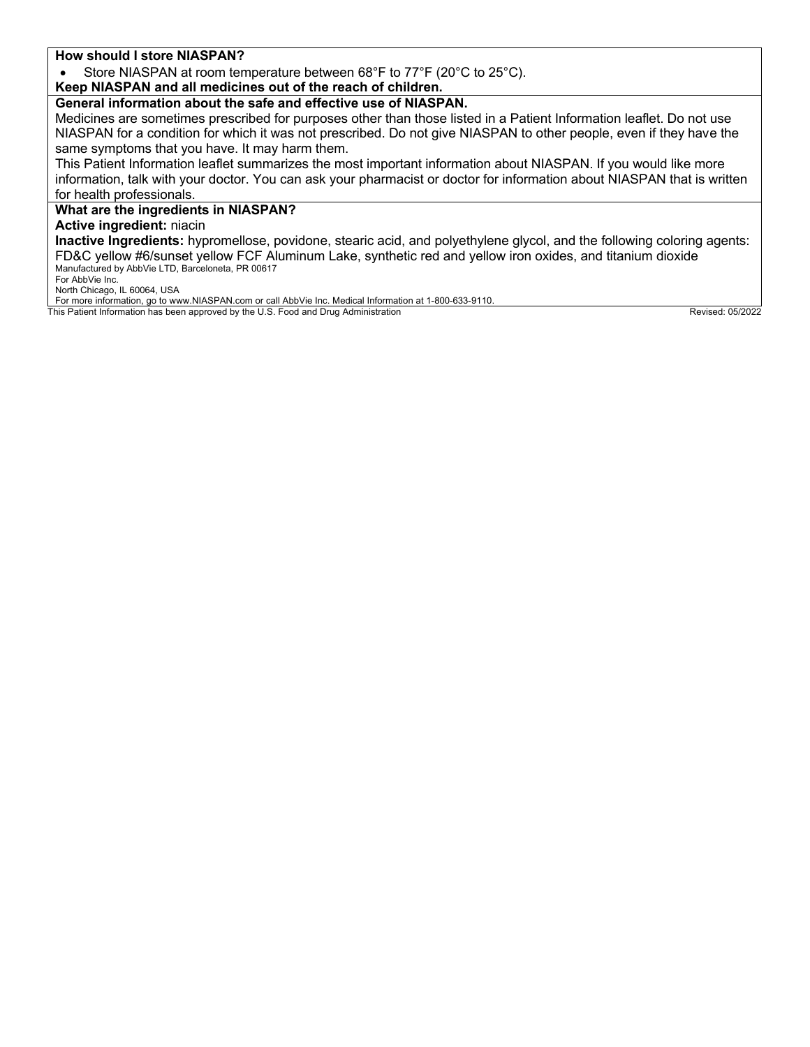**How should I store NIASPAN?**

- Store NIASPAN at room temperature between 68°F to 77°F (20°C to 25°C).

**Keep NIASPAN and all medicines out of the reach of children.**

**General information about the safe and effective use of NIASPAN.**

Medicines are sometimes prescribed for purposes other than those listed in a Patient Information leaflet. Do not use NIASPAN for a condition for which it was not prescribed. Do not give NIASPAN to other people, even if they have the same symptoms that you have. It may harm them.

This Patient Information leaflet summarizes the most important information about NIASPAN. If you would like more information, talk with your doctor. You can ask your pharmacist or doctor for information about NIASPAN that is written for health professionals.

**What are the ingredients in NIASPAN?**

**Active ingredient:** niacin

**Inactive Ingredients:** hypromellose, povidone, stearic acid, and polyethylene glycol, and the following coloring agents: FD&C yellow #6/sunset yellow FCF Aluminum Lake, synthetic red and yellow iron oxides, and titanium dioxide

Manufactured by AbbVie LTD, Barceloneta, PR 00617
For AbbVie Inc.
North Chicago, IL 60064, USA

For more information, go to www.NIASPAN.com or call AbbVie Inc. Medical Information at 1-800-633-9110.

This Patient Information has been approved by the U.S. Food and Drug Administration

Revised: 05/2022